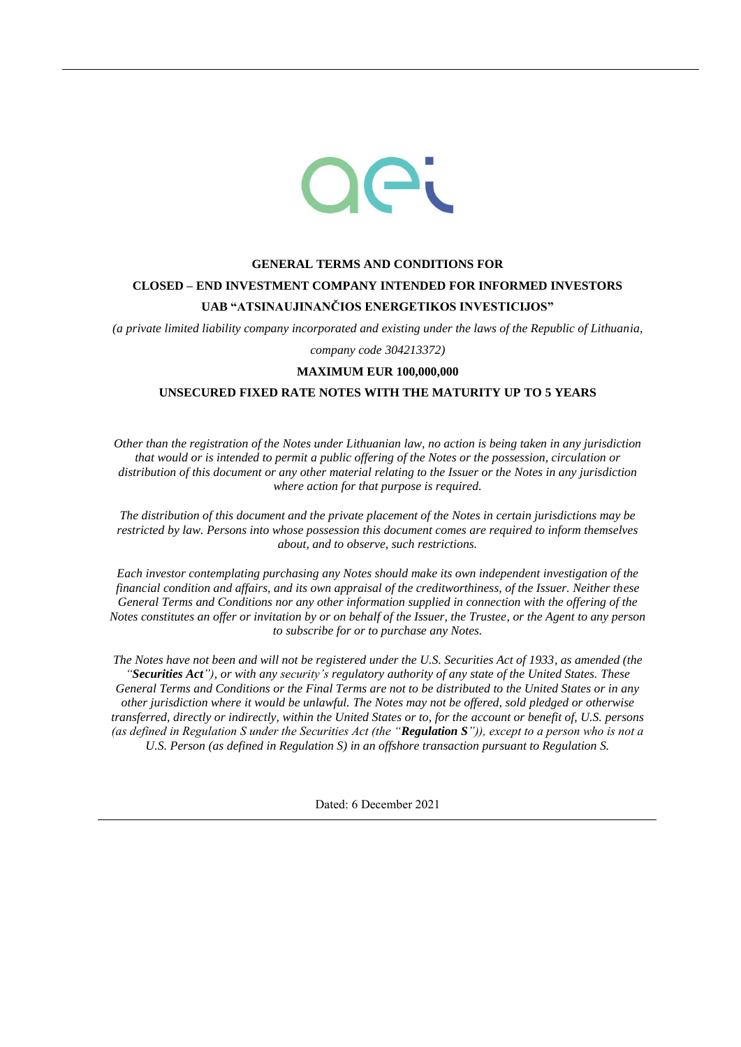# GENERAL TERMS AND CONDITIONS FOR

# CLOSED – END INVESTMENT COMPANY INTENDED FOR INFORMED INVESTORS

# UAB "ATSINAUJINANČIOS ENERGETIKOS INVESTICIJOS"

*(a private limited liability company incorporated and existing under the laws of the Republic of Lithuania, company code 304213372)*

**MAXIMUM EUR 100,000,000**

**UNSECURED FIXED RATE NOTES WITH THE MATURITY UP TO 5 YEARS**

*Other than the registration of the Notes under Lithuanian law, no action is being taken in any jurisdiction that would or is intended to permit a public offering of the Notes or the possession, circulation or distribution of this document or any other material relating to the Issuer or the Notes in any jurisdiction where action for that purpose is required.*

*The distribution of this document and the private placement of the Notes in certain jurisdictions may be restricted by law. Persons into whose possession this document comes are required to inform themselves about, and to observe, such restrictions.*

*Each investor contemplating purchasing any Notes should make its own independent investigation of the financial condition and affairs, and its own appraisal of the creditworthiness, of the Issuer. Neither these General Terms and Conditions nor any other information supplied in connection with the offering of the Notes constitutes an offer or invitation by or on behalf of the Issuer, the Trustee, or the Agent to any person to subscribe for or to purchase any Notes.*

*The Notes have not been and will not be registered under the U.S. Securities Act of 1933, as amended (the "**Securities Act**"), or with any security's regulatory authority of any state of the United States. These General Terms and Conditions or the Final Terms are not to be distributed to the United States or in any other jurisdiction where it would be unlawful. The Notes may not be offered, sold pledged or otherwise transferred, directly or indirectly, within the United States or to, for the account or benefit of, U.S. persons (as defined in Regulation S under the Securities Act (the "**Regulation S**")), except to a person who is not a U.S. Person (as defined in Regulation S) in an offshore transaction pursuant to Regulation S.*

Dated: 6 December 2021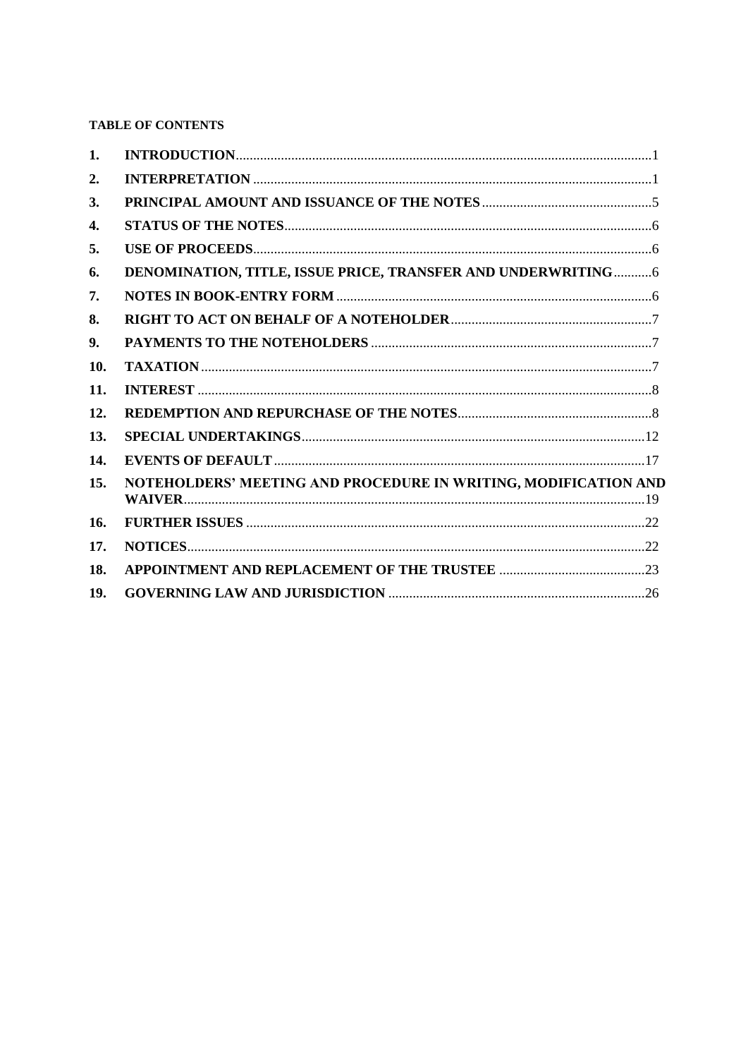**TABLE OF CONTENTS**

| | | |
|---|---|---|
| **1.** | **INTRODUCTION** | 1 |
| **2.** | **INTERPRETATION** | 1 |
| **3.** | **PRINCIPAL AMOUNT AND ISSUANCE OF THE NOTES** | 5 |
| **4.** | **STATUS OF THE NOTES** | 6 |
| **5.** | **USE OF PROCEEDS** | 6 |
| **6.** | **DENOMINATION, TITLE, ISSUE PRICE, TRANSFER AND UNDERWRITING** | 6 |
| **7.** | **NOTES IN BOOK-ENTRY FORM** | 6 |
| **8.** | **RIGHT TO ACT ON BEHALF OF A NOTEHOLDER** | 7 |
| **9.** | **PAYMENTS TO THE NOTEHOLDERS** | 7 |
| **10.** | **TAXATION** | 7 |
| **11.** | **INTEREST** | 8 |
| **12.** | **REDEMPTION AND REPURCHASE OF THE NOTES** | 8 |
| **13.** | **SPECIAL UNDERTAKINGS** | 12 |
| **14.** | **EVENTS OF DEFAULT** | 17 |
| **15.** | **NOTEHOLDERS' MEETING AND PROCEDURE IN WRITING, MODIFICATION AND WAIVER** | 19 |
| **16.** | **FURTHER ISSUES** | 22 |
| **17.** | **NOTICES** | 22 |
| **18.** | **APPOINTMENT AND REPLACEMENT OF THE TRUSTEE** | 23 |
| **19.** | **GOVERNING LAW AND JURISDICTION** | 26 |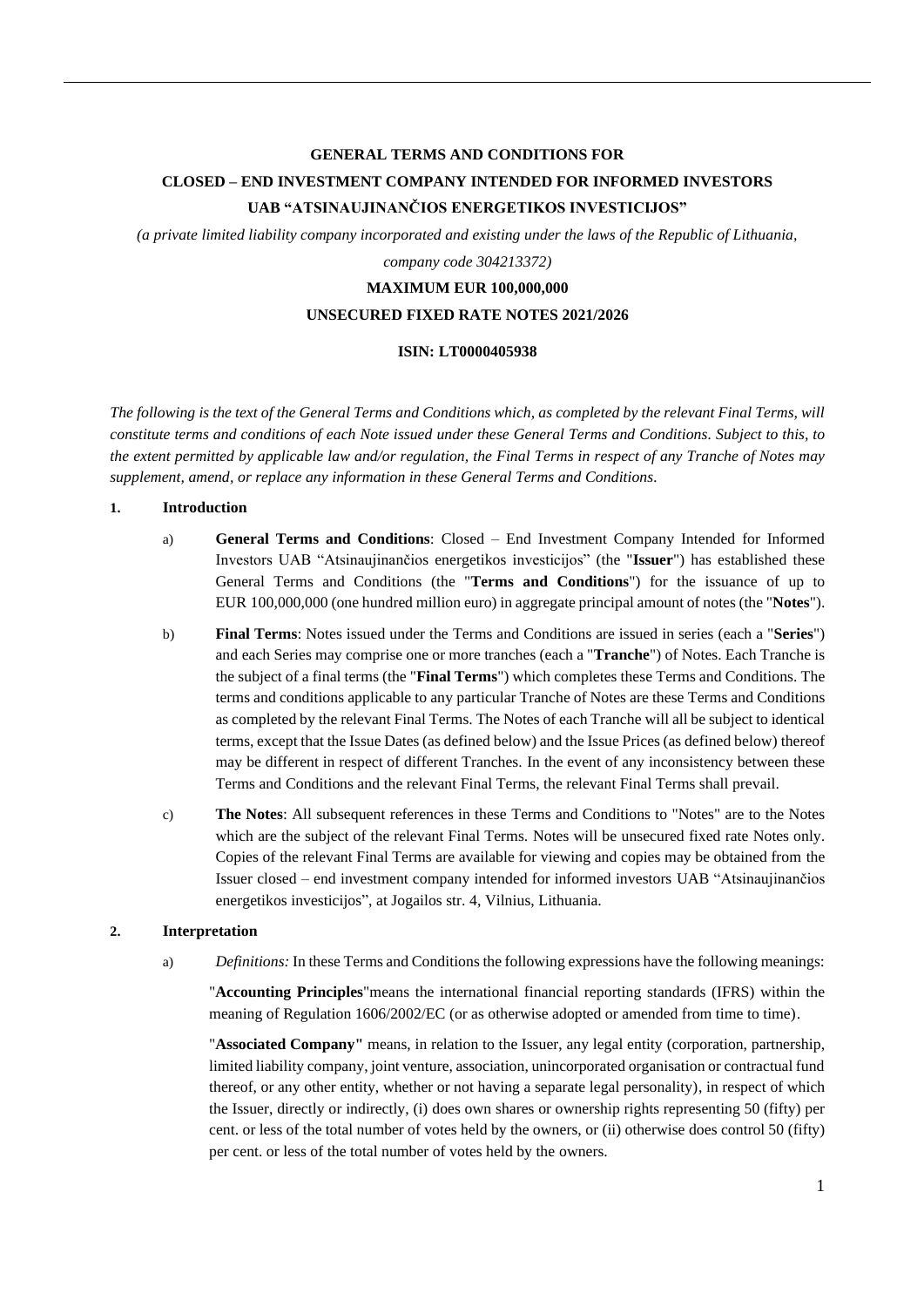**GENERAL TERMS AND CONDITIONS FOR**

**CLOSED – END INVESTMENT COMPANY INTENDED FOR INFORMED INVESTORS**

**UAB "ATSINAUJINANČIOS ENERGETIKOS INVESTICIJOS"**

*(a private limited liability company incorporated and existing under the laws of the Republic of Lithuania, company code 304213372)*

**MAXIMUM EUR 100,000,000**

**UNSECURED FIXED RATE NOTES 2021/2026**

**ISIN: LT0000405938**

*The following is the text of the General Terms and Conditions which, as completed by the relevant Final Terms, will constitute terms and conditions of each Note issued under these General Terms and Conditions. Subject to this, to the extent permitted by applicable law and/or regulation, the Final Terms in respect of any Tranche of Notes may supplement, amend, or replace any information in these General Terms and Conditions.*

**1. Introduction**

a) **General Terms and Conditions**: Closed – End Investment Company Intended for Informed Investors UAB "Atsinaujinančios energetikos investicijos" (the "**Issuer**") has established these General Terms and Conditions (the "**Terms and Conditions**") for the issuance of up to EUR 100,000,000 (one hundred million euro) in aggregate principal amount of notes (the "**Notes**").

b) **Final Terms**: Notes issued under the Terms and Conditions are issued in series (each a "**Series**") and each Series may comprise one or more tranches (each a "**Tranche**") of Notes. Each Tranche is the subject of a final terms (the "**Final Terms**") which completes these Terms and Conditions. The terms and conditions applicable to any particular Tranche of Notes are these Terms and Conditions as completed by the relevant Final Terms. The Notes of each Tranche will all be subject to identical terms, except that the Issue Dates (as defined below) and the Issue Prices (as defined below) thereof may be different in respect of different Tranches. In the event of any inconsistency between these Terms and Conditions and the relevant Final Terms, the relevant Final Terms shall prevail.

c) **The Notes**: All subsequent references in these Terms and Conditions to "Notes" are to the Notes which are the subject of the relevant Final Terms. Notes will be unsecured fixed rate Notes only. Copies of the relevant Final Terms are available for viewing and copies may be obtained from the Issuer closed – end investment company intended for informed investors UAB "Atsinaujinančios energetikos investicijos", at Jogailos str. 4, Vilnius, Lithuania.

**2. Interpretation**

a) *Definitions:* In these Terms and Conditions the following expressions have the following meanings:

"**Accounting Principles**"means the international financial reporting standards (IFRS) within the meaning of Regulation 1606/2002/EC (or as otherwise adopted or amended from time to time).

"**Associated Company"** means, in relation to the Issuer, any legal entity (corporation, partnership, limited liability company, joint venture, association, unincorporated organisation or contractual fund thereof, or any other entity, whether or not having a separate legal personality), in respect of which the Issuer, directly or indirectly, (i) does own shares or ownership rights representing 50 (fifty) per cent. or less of the total number of votes held by the owners, or (ii) otherwise does control 50 (fifty) per cent. or less of the total number of votes held by the owners.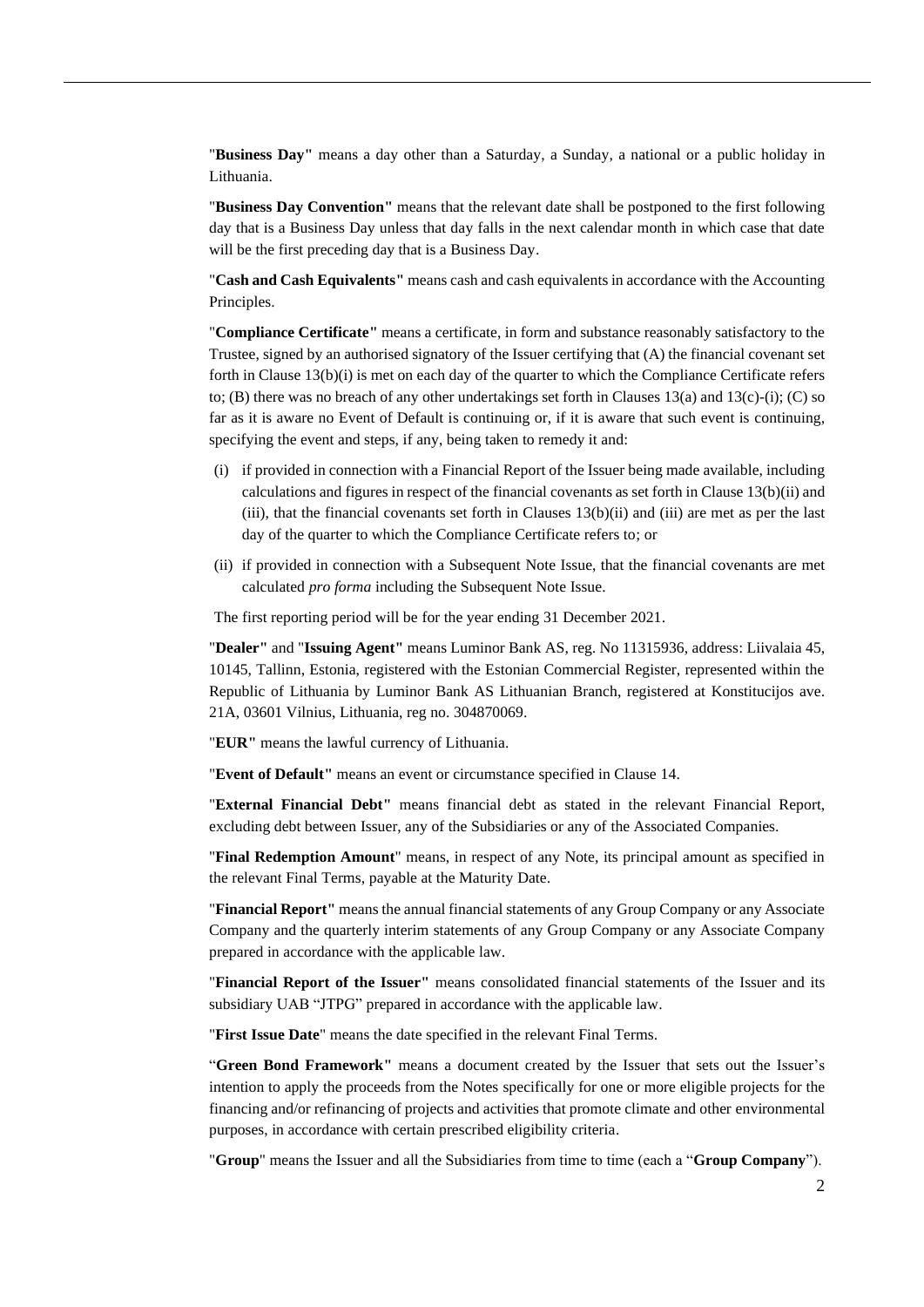"**Business Day"** means a day other than a Saturday, a Sunday, a national or a public holiday in Lithuania.

"**Business Day Convention"** means that the relevant date shall be postponed to the first following day that is a Business Day unless that day falls in the next calendar month in which case that date will be the first preceding day that is a Business Day.

"**Cash and Cash Equivalents"** means cash and cash equivalents in accordance with the Accounting Principles.

"**Compliance Certificate"** means a certificate, in form and substance reasonably satisfactory to the Trustee, signed by an authorised signatory of the Issuer certifying that (A) the financial covenant set forth in Clause 13(b)(i) is met on each day of the quarter to which the Compliance Certificate refers to; (B) there was no breach of any other undertakings set forth in Clauses 13(a) and 13(c)-(i); (C) so far as it is aware no Event of Default is continuing or, if it is aware that such event is continuing, specifying the event and steps, if any, being taken to remedy it and:

(i) if provided in connection with a Financial Report of the Issuer being made available, including calculations and figures in respect of the financial covenants as set forth in Clause 13(b)(ii) and (iii), that the financial covenants set forth in Clauses 13(b)(ii) and (iii) are met as per the last day of the quarter to which the Compliance Certificate refers to; or

(ii) if provided in connection with a Subsequent Note Issue, that the financial covenants are met calculated *pro forma* including the Subsequent Note Issue.

The first reporting period will be for the year ending 31 December 2021.

"**Dealer"** and "**Issuing Agent"** means Luminor Bank AS, reg. No 11315936, address: Liivalaia 45, 10145, Tallinn, Estonia, registered with the Estonian Commercial Register, represented within the Republic of Lithuania by Luminor Bank AS Lithuanian Branch, registered at Konstitucijos ave. 21A, 03601 Vilnius, Lithuania, reg no. 304870069.

"**EUR"** means the lawful currency of Lithuania.

"**Event of Default"** means an event or circumstance specified in Clause 14.

"**External Financial Debt"** means financial debt as stated in the relevant Financial Report, excluding debt between Issuer, any of the Subsidiaries or any of the Associated Companies.

"**Final Redemption Amount**" means, in respect of any Note, its principal amount as specified in the relevant Final Terms, payable at the Maturity Date.

"**Financial Report"** means the annual financial statements of any Group Company or any Associate Company and the quarterly interim statements of any Group Company or any Associate Company prepared in accordance with the applicable law.

"**Financial Report of the Issuer"** means consolidated financial statements of the Issuer and its subsidiary UAB "JTPG" prepared in accordance with the applicable law.

"**First Issue Date**" means the date specified in the relevant Final Terms.

"**Green Bond Framework"** means a document created by the Issuer that sets out the Issuer's intention to apply the proceeds from the Notes specifically for one or more eligible projects for the financing and/or refinancing of projects and activities that promote climate and other environmental purposes, in accordance with certain prescribed eligibility criteria.

"**Group**" means the Issuer and all the Subsidiaries from time to time (each a "**Group Company**").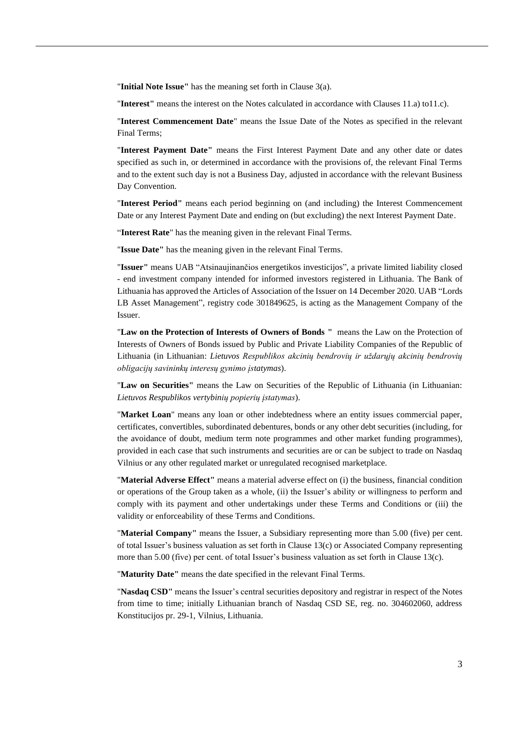"**Initial Note Issue"** has the meaning set forth in Clause 3(a).

"**Interest"** means the interest on the Notes calculated in accordance with Clauses 11.a) to11.c).

"**Interest Commencement Date**" means the Issue Date of the Notes as specified in the relevant Final Terms;

"**Interest Payment Date"** means the First Interest Payment Date and any other date or dates specified as such in, or determined in accordance with the provisions of, the relevant Final Terms and to the extent such day is not a Business Day, adjusted in accordance with the relevant Business Day Convention.

"**Interest Period"** means each period beginning on (and including) the Interest Commencement Date or any Interest Payment Date and ending on (but excluding) the next Interest Payment Date.

"**Interest Rate**" has the meaning given in the relevant Final Terms.

"**Issue Date"** has the meaning given in the relevant Final Terms.

"**Issuer"** means UAB "Atsinaujinančios energetikos investicijos", a private limited liability closed - end investment company intended for informed investors registered in Lithuania. The Bank of Lithuania has approved the Articles of Association of the Issuer on 14 December 2020. UAB "Lords LB Asset Management", registry code 301849625, is acting as the Management Company of the Issuer.

"**Law on the Protection of Interests of Owners of Bonds "** means the Law on the Protection of Interests of Owners of Bonds issued by Public and Private Liability Companies of the Republic of Lithuania (in Lithuanian: *Lietuvos Respublikos akcinių bendrovių ir uždarųjų akcinių bendrovių obligacijų savininkų interesų gynimo įstatymas*).

"**Law on Securities"** means the Law on Securities of the Republic of Lithuania (in Lithuanian: *Lietuvos Respublikos vertybinių popierių įstatymas*).

"**Market Loan**" means any loan or other indebtedness where an entity issues commercial paper, certificates, convertibles, subordinated debentures, bonds or any other debt securities (including, for the avoidance of doubt, medium term note programmes and other market funding programmes), provided in each case that such instruments and securities are or can be subject to trade on Nasdaq Vilnius or any other regulated market or unregulated recognised marketplace.

"**Material Adverse Effect"** means a material adverse effect on (i) the business, financial condition or operations of the Group taken as a whole, (ii) the Issuer's ability or willingness to perform and comply with its payment and other undertakings under these Terms and Conditions or (iii) the validity or enforceability of these Terms and Conditions.

"**Material Company"** means the Issuer, a Subsidiary representing more than 5.00 (five) per cent. of total Issuer's business valuation as set forth in Clause 13(c) or Associated Company representing more than 5.00 (five) per cent. of total Issuer's business valuation as set forth in Clause 13(c).

"**Maturity Date"** means the date specified in the relevant Final Terms.

"**Nasdaq CSD"** means the Issuer's central securities depository and registrar in respect of the Notes from time to time; initially Lithuanian branch of Nasdaq CSD SE, reg. no. 304602060, address Konstitucijos pr. 29-1, Vilnius, Lithuania.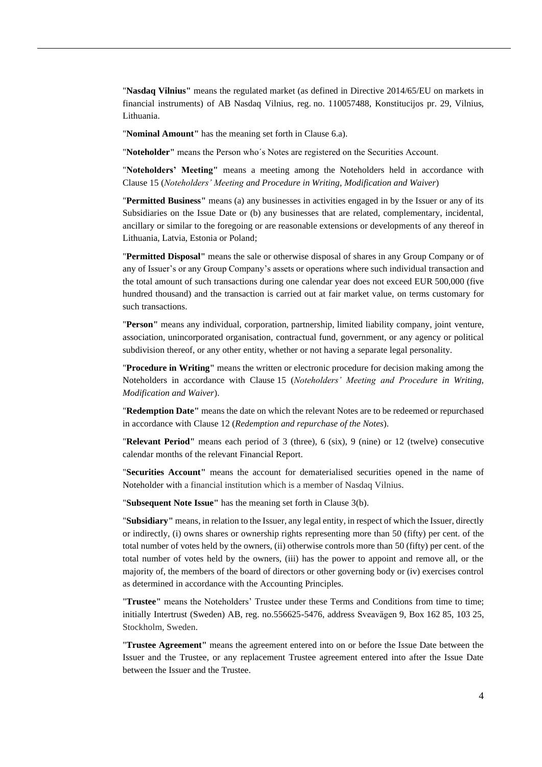"**Nasdaq Vilnius"** means the regulated market (as defined in Directive 2014/65/EU on markets in financial instruments) of AB Nasdaq Vilnius, reg. no. 110057488, Konstitucijos pr. 29, Vilnius, Lithuania.

"**Nominal Amount"** has the meaning set forth in Clause 6.a).

"**Noteholder"** means the Person who´s Notes are registered on the Securities Account.

"**Noteholders' Meeting"** means a meeting among the Noteholders held in accordance with Clause 15 (*Noteholders' Meeting and Procedure in Writing, Modification and Waiver*)

"**Permitted Business"** means (a) any businesses in activities engaged in by the Issuer or any of its Subsidiaries on the Issue Date or (b) any businesses that are related, complementary, incidental, ancillary or similar to the foregoing or are reasonable extensions or developments of any thereof in Lithuania, Latvia, Estonia or Poland;

"**Permitted Disposal"** means the sale or otherwise disposal of shares in any Group Company or of any of Issuer's or any Group Company's assets or operations where such individual transaction and the total amount of such transactions during one calendar year does not exceed EUR 500,000 (five hundred thousand) and the transaction is carried out at fair market value, on terms customary for such transactions.

"**Person"** means any individual, corporation, partnership, limited liability company, joint venture, association, unincorporated organisation, contractual fund, government, or any agency or political subdivision thereof, or any other entity, whether or not having a separate legal personality.

"**Procedure in Writing"** means the written or electronic procedure for decision making among the Noteholders in accordance with Clause 15 (*Noteholders' Meeting and Procedure in Writing, Modification and Waiver*).

"**Redemption Date"** means the date on which the relevant Notes are to be redeemed or repurchased in accordance with Clause 12 (*Redemption and repurchase of the Notes*).

"**Relevant Period"** means each period of 3 (three), 6 (six), 9 (nine) or 12 (twelve) consecutive calendar months of the relevant Financial Report.

"**Securities Account"** means the account for dematerialised securities opened in the name of Noteholder with a financial institution which is a member of Nasdaq Vilnius.

"**Subsequent Note Issue"** has the meaning set forth in Clause 3(b).

"**Subsidiary"** means, in relation to the Issuer, any legal entity, in respect of which the Issuer, directly or indirectly, (i) owns shares or ownership rights representing more than 50 (fifty) per cent. of the total number of votes held by the owners, (ii) otherwise controls more than 50 (fifty) per cent. of the total number of votes held by the owners, (iii) has the power to appoint and remove all, or the majority of, the members of the board of directors or other governing body or (iv) exercises control as determined in accordance with the Accounting Principles.

"**Trustee"** means the Noteholders' Trustee under these Terms and Conditions from time to time; initially Intertrust (Sweden) AB, reg. no.556625-5476, address Sveavägen 9, Box 162 85, 103 25, Stockholm, Sweden.

"**Trustee Agreement"** means the agreement entered into on or before the Issue Date between the Issuer and the Trustee, or any replacement Trustee agreement entered into after the Issue Date between the Issuer and the Trustee.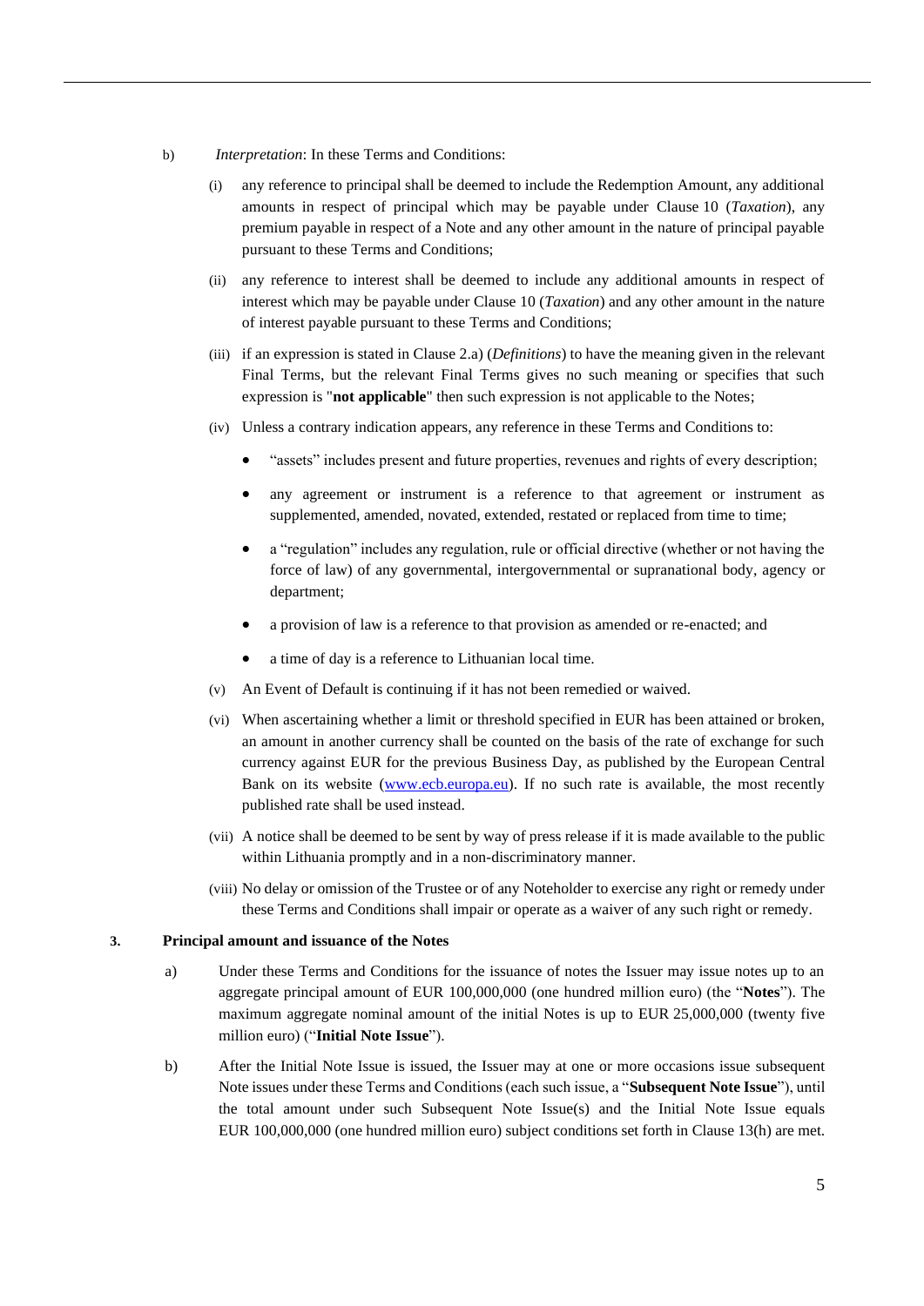b) *Interpretation*: In these Terms and Conditions:

(i) any reference to principal shall be deemed to include the Redemption Amount, any additional amounts in respect of principal which may be payable under Clause 10 (*Taxation*), any premium payable in respect of a Note and any other amount in the nature of principal payable pursuant to these Terms and Conditions;

(ii) any reference to interest shall be deemed to include any additional amounts in respect of interest which may be payable under Clause 10 (*Taxation*) and any other amount in the nature of interest payable pursuant to these Terms and Conditions;

(iii) if an expression is stated in Clause 2.a) (*Definitions*) to have the meaning given in the relevant Final Terms, but the relevant Final Terms gives no such meaning or specifies that such expression is "**not applicable**" then such expression is not applicable to the Notes;

(iv) Unless a contrary indication appears, any reference in these Terms and Conditions to:

- "assets" includes present and future properties, revenues and rights of every description;
- any agreement or instrument is a reference to that agreement or instrument as supplemented, amended, novated, extended, restated or replaced from time to time;
- a "regulation" includes any regulation, rule or official directive (whether or not having the force of law) of any governmental, intergovernmental or supranational body, agency or department;
- a provision of law is a reference to that provision as amended or re-enacted; and
- a time of day is a reference to Lithuanian local time.

(v) An Event of Default is continuing if it has not been remedied or waived.

(vi) When ascertaining whether a limit or threshold specified in EUR has been attained or broken, an amount in another currency shall be counted on the basis of the rate of exchange for such currency against EUR for the previous Business Day, as published by the European Central Bank on its website (www.ecb.europa.eu). If no such rate is available, the most recently published rate shall be used instead.

(vii) A notice shall be deemed to be sent by way of press release if it is made available to the public within Lithuania promptly and in a non-discriminatory manner.

(viii) No delay or omission of the Trustee or of any Noteholder to exercise any right or remedy under these Terms and Conditions shall impair or operate as a waiver of any such right or remedy.

## 3. Principal amount and issuance of the Notes

a) Under these Terms and Conditions for the issuance of notes the Issuer may issue notes up to an aggregate principal amount of EUR 100,000,000 (one hundred million euro) (the "**Notes**"). The maximum aggregate nominal amount of the initial Notes is up to EUR 25,000,000 (twenty five million euro) ("**Initial Note Issue**").

b) After the Initial Note Issue is issued, the Issuer may at one or more occasions issue subsequent Note issues under these Terms and Conditions (each such issue, a "**Subsequent Note Issue**"), until the total amount under such Subsequent Note Issue(s) and the Initial Note Issue equals EUR 100,000,000 (one hundred million euro) subject conditions set forth in Clause 13(h) are met.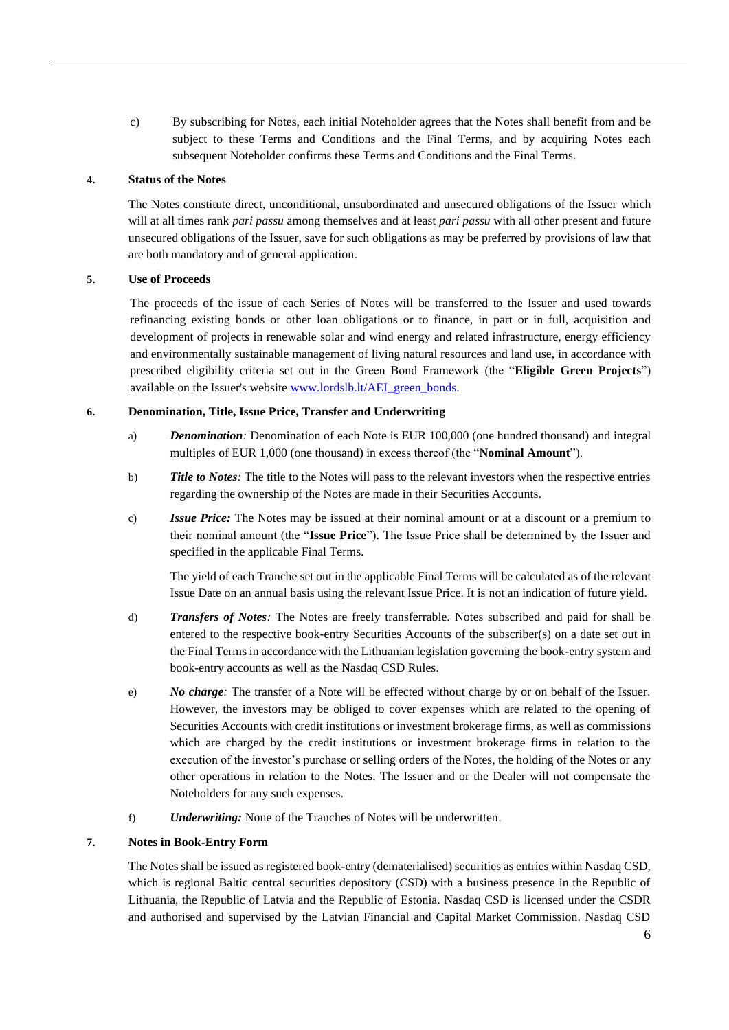c) By subscribing for Notes, each initial Noteholder agrees that the Notes shall benefit from and be subject to these Terms and Conditions and the Final Terms, and by acquiring Notes each subsequent Noteholder confirms these Terms and Conditions and the Final Terms.

**4. Status of the Notes**

The Notes constitute direct, unconditional, unsubordinated and unsecured obligations of the Issuer which will at all times rank *pari passu* among themselves and at least *pari passu* with all other present and future unsecured obligations of the Issuer, save for such obligations as may be preferred by provisions of law that are both mandatory and of general application.

**5. Use of Proceeds**

The proceeds of the issue of each Series of Notes will be transferred to the Issuer and used towards refinancing existing bonds or other loan obligations or to finance, in part or in full, acquisition and development of projects in renewable solar and wind energy and related infrastructure, energy efficiency and environmentally sustainable management of living natural resources and land use, in accordance with prescribed eligibility criteria set out in the Green Bond Framework (the "**Eligible Green Projects**") available on the Issuer's website [www.lordslb.lt/AEI_green_bonds](www.lordslb.lt/AEI_green_bonds).

**6. Denomination, Title, Issue Price, Transfer and Underwriting**

a) ***Denomination:*** Denomination of each Note is EUR 100,000 (one hundred thousand) and integral multiples of EUR 1,000 (one thousand) in excess thereof (the "**Nominal Amount**").

b) ***Title to Notes:*** The title to the Notes will pass to the relevant investors when the respective entries regarding the ownership of the Notes are made in their Securities Accounts.

c) ***Issue Price:*** The Notes may be issued at their nominal amount or at a discount or a premium to their nominal amount (the "**Issue Price**"). The Issue Price shall be determined by the Issuer and specified in the applicable Final Terms.

The yield of each Tranche set out in the applicable Final Terms will be calculated as of the relevant Issue Date on an annual basis using the relevant Issue Price. It is not an indication of future yield.

d) ***Transfers of Notes:*** The Notes are freely transferrable. Notes subscribed and paid for shall be entered to the respective book-entry Securities Accounts of the subscriber(s) on a date set out in the Final Terms in accordance with the Lithuanian legislation governing the book-entry system and book-entry accounts as well as the Nasdaq CSD Rules.

e) ***No charge:*** The transfer of a Note will be effected without charge by or on behalf of the Issuer. However, the investors may be obliged to cover expenses which are related to the opening of Securities Accounts with credit institutions or investment brokerage firms, as well as commissions which are charged by the credit institutions or investment brokerage firms in relation to the execution of the investor's purchase or selling orders of the Notes, the holding of the Notes or any other operations in relation to the Notes. The Issuer and or the Dealer will not compensate the Noteholders for any such expenses.

f) ***Underwriting:*** None of the Tranches of Notes will be underwritten.

**7. Notes in Book-Entry Form**

The Notes shall be issued as registered book-entry (dematerialised) securities as entries within Nasdaq CSD, which is regional Baltic central securities depository (CSD) with a business presence in the Republic of Lithuania, the Republic of Latvia and the Republic of Estonia. Nasdaq CSD is licensed under the CSDR and authorised and supervised by the Latvian Financial and Capital Market Commission. Nasdaq CSD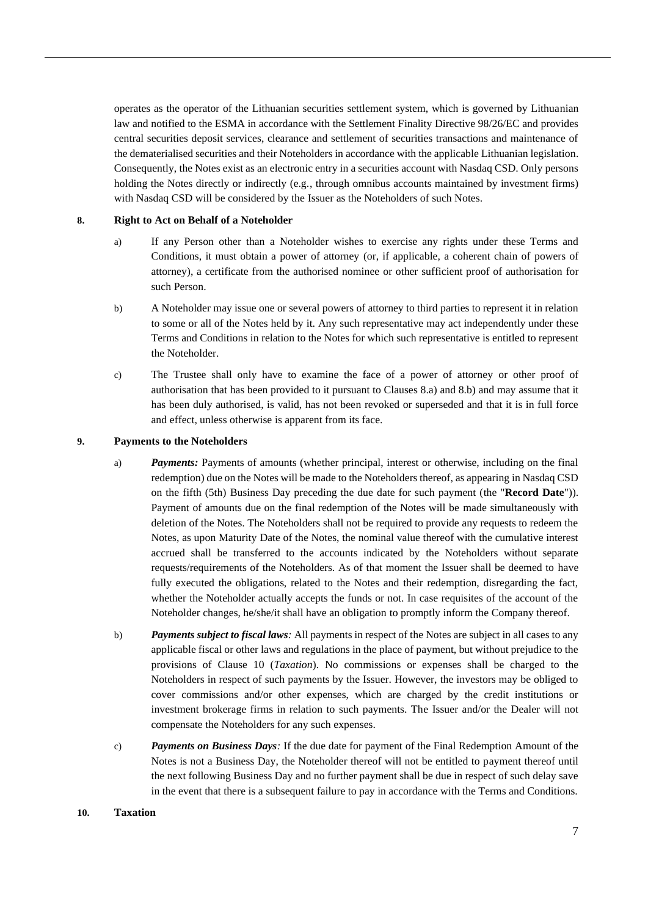operates as the operator of the Lithuanian securities settlement system, which is governed by Lithuanian law and notified to the ESMA in accordance with the Settlement Finality Directive 98/26/EC and provides central securities deposit services, clearance and settlement of securities transactions and maintenance of the dematerialised securities and their Noteholders in accordance with the applicable Lithuanian legislation. Consequently, the Notes exist as an electronic entry in a securities account with Nasdaq CSD. Only persons holding the Notes directly or indirectly (e.g., through omnibus accounts maintained by investment firms) with Nasdaq CSD will be considered by the Issuer as the Noteholders of such Notes.

## 8. Right to Act on Behalf of a Noteholder

a) If any Person other than a Noteholder wishes to exercise any rights under these Terms and Conditions, it must obtain a power of attorney (or, if applicable, a coherent chain of powers of attorney), a certificate from the authorised nominee or other sufficient proof of authorisation for such Person.

b) A Noteholder may issue one or several powers of attorney to third parties to represent it in relation to some or all of the Notes held by it. Any such representative may act independently under these Terms and Conditions in relation to the Notes for which such representative is entitled to represent the Noteholder.

c) The Trustee shall only have to examine the face of a power of attorney or other proof of authorisation that has been provided to it pursuant to Clauses 8.a) and 8.b) and may assume that it has been duly authorised, is valid, has not been revoked or superseded and that it is in full force and effect, unless otherwise is apparent from its face.

## 9. Payments to the Noteholders

a) ***Payments:*** Payments of amounts (whether principal, interest or otherwise, including on the final redemption) due on the Notes will be made to the Noteholders thereof, as appearing in Nasdaq CSD on the fifth (5th) Business Day preceding the due date for such payment (the "**Record Date**")). Payment of amounts due on the final redemption of the Notes will be made simultaneously with deletion of the Notes. The Noteholders shall not be required to provide any requests to redeem the Notes, as upon Maturity Date of the Notes, the nominal value thereof with the cumulative interest accrued shall be transferred to the accounts indicated by the Noteholders without separate requests/requirements of the Noteholders. As of that moment the Issuer shall be deemed to have fully executed the obligations, related to the Notes and their redemption, disregarding the fact, whether the Noteholder actually accepts the funds or not. In case requisites of the account of the Noteholder changes, he/she/it shall have an obligation to promptly inform the Company thereof.

b) ***Payments subject to fiscal laws****:* All payments in respect of the Notes are subject in all cases to any applicable fiscal or other laws and regulations in the place of payment, but without prejudice to the provisions of Clause 10 (*Taxation*). No commissions or expenses shall be charged to the Noteholders in respect of such payments by the Issuer. However, the investors may be obliged to cover commissions and/or other expenses, which are charged by the credit institutions or investment brokerage firms in relation to such payments. The Issuer and/or the Dealer will not compensate the Noteholders for any such expenses.

c) ***Payments on Business Days****:* If the due date for payment of the Final Redemption Amount of the Notes is not a Business Day, the Noteholder thereof will not be entitled to payment thereof until the next following Business Day and no further payment shall be due in respect of such delay save in the event that there is a subsequent failure to pay in accordance with the Terms and Conditions.

## 10. Taxation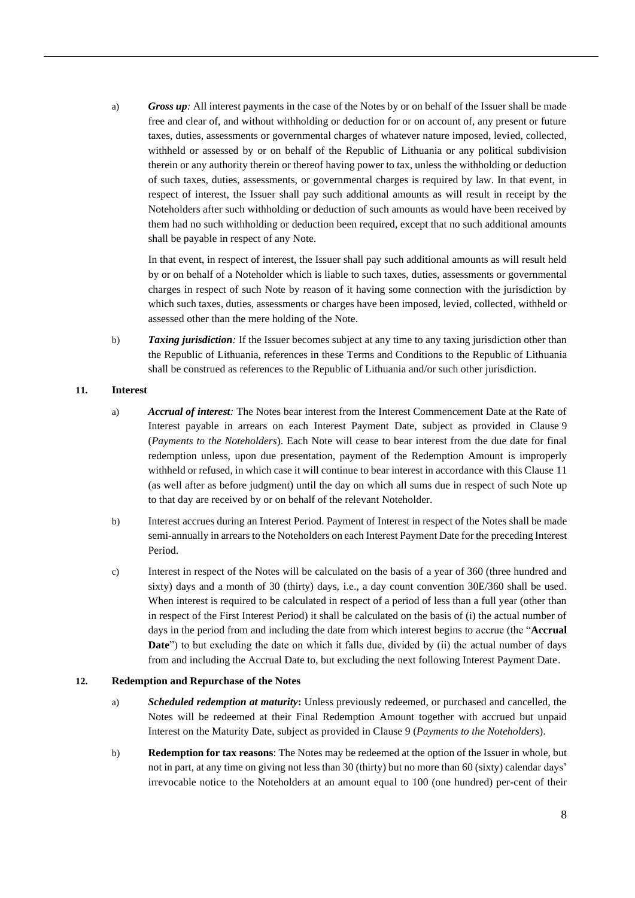a) ***Gross up****:* All interest payments in the case of the Notes by or on behalf of the Issuer shall be made free and clear of, and without withholding or deduction for or on account of, any present or future taxes, duties, assessments or governmental charges of whatever nature imposed, levied, collected, withheld or assessed by or on behalf of the Republic of Lithuania or any political subdivision therein or any authority therein or thereof having power to tax, unless the withholding or deduction of such taxes, duties, assessments, or governmental charges is required by law. In that event, in respect of interest, the Issuer shall pay such additional amounts as will result in receipt by the Noteholders after such withholding or deduction of such amounts as would have been received by them had no such withholding or deduction been required, except that no such additional amounts shall be payable in respect of any Note.

   In that event, in respect of interest, the Issuer shall pay such additional amounts as will result held by or on behalf of a Noteholder which is liable to such taxes, duties, assessments or governmental charges in respect of such Note by reason of it having some connection with the jurisdiction by which such taxes, duties, assessments or charges have been imposed, levied, collected, withheld or assessed other than the mere holding of the Note.

b) ***Taxing jurisdiction****:* If the Issuer becomes subject at any time to any taxing jurisdiction other than the Republic of Lithuania, references in these Terms and Conditions to the Republic of Lithuania shall be construed as references to the Republic of Lithuania and/or such other jurisdiction.

**11. Interest**

a) ***Accrual of interest****:* The Notes bear interest from the Interest Commencement Date at the Rate of Interest payable in arrears on each Interest Payment Date, subject as provided in Clause 9 (*Payments to the Noteholders*). Each Note will cease to bear interest from the due date for final redemption unless, upon due presentation, payment of the Redemption Amount is improperly withheld or refused, in which case it will continue to bear interest in accordance with this Clause 11 (as well after as before judgment) until the day on which all sums due in respect of such Note up to that day are received by or on behalf of the relevant Noteholder.

b) Interest accrues during an Interest Period. Payment of Interest in respect of the Notes shall be made semi-annually in arrears to the Noteholders on each Interest Payment Date for the preceding Interest Period.

c) Interest in respect of the Notes will be calculated on the basis of a year of 360 (three hundred and sixty) days and a month of 30 (thirty) days, i.e., a day count convention 30E/360 shall be used. When interest is required to be calculated in respect of a period of less than a full year (other than in respect of the First Interest Period) it shall be calculated on the basis of (i) the actual number of days in the period from and including the date from which interest begins to accrue (the "**Accrual Date**") to but excluding the date on which it falls due, divided by (ii) the actual number of days from and including the Accrual Date to, but excluding the next following Interest Payment Date.

**12. Redemption and Repurchase of the Notes**

a) ***Scheduled redemption at maturity*****:** Unless previously redeemed, or purchased and cancelled, the Notes will be redeemed at their Final Redemption Amount together with accrued but unpaid Interest on the Maturity Date, subject as provided in Clause 9 (*Payments to the Noteholders*).

b) **Redemption for tax reasons**: The Notes may be redeemed at the option of the Issuer in whole, but not in part, at any time on giving not less than 30 (thirty) but no more than 60 (sixty) calendar days' irrevocable notice to the Noteholders at an amount equal to 100 (one hundred) per-cent of their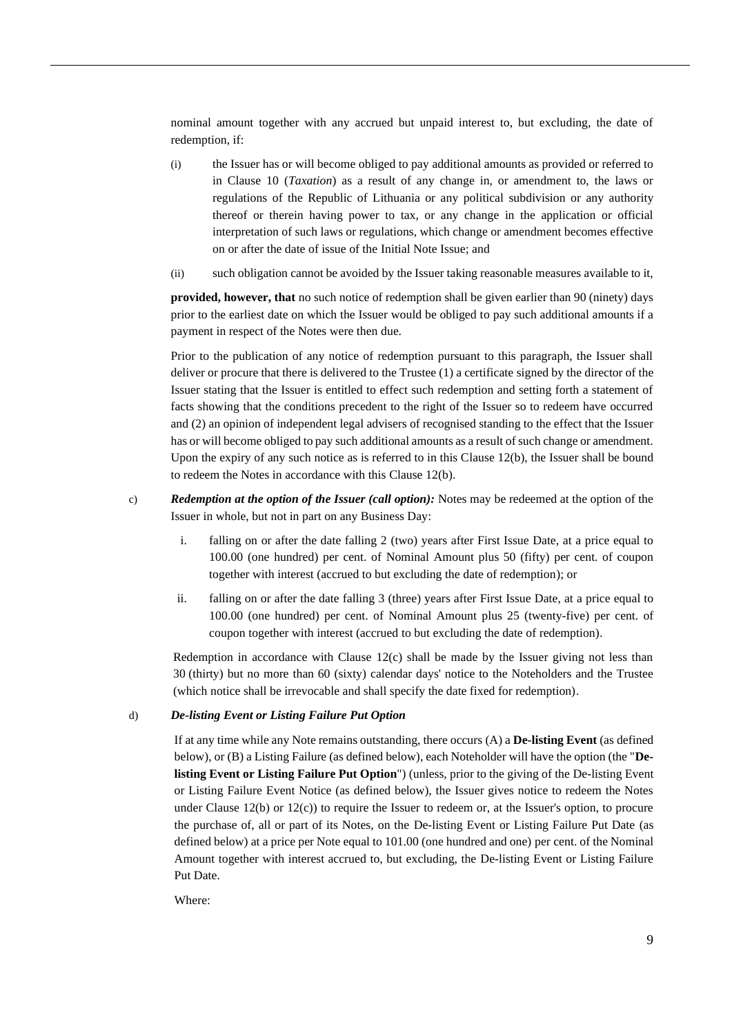nominal amount together with any accrued but unpaid interest to, but excluding, the date of redemption, if:

(i) the Issuer has or will become obliged to pay additional amounts as provided or referred to in Clause 10 (*Taxation*) as a result of any change in, or amendment to, the laws or regulations of the Republic of Lithuania or any political subdivision or any authority thereof or therein having power to tax, or any change in the application or official interpretation of such laws or regulations, which change or amendment becomes effective on or after the date of issue of the Initial Note Issue; and

(ii) such obligation cannot be avoided by the Issuer taking reasonable measures available to it,

**provided, however, that** no such notice of redemption shall be given earlier than 90 (ninety) days prior to the earliest date on which the Issuer would be obliged to pay such additional amounts if a payment in respect of the Notes were then due.

Prior to the publication of any notice of redemption pursuant to this paragraph, the Issuer shall deliver or procure that there is delivered to the Trustee (1) a certificate signed by the director of the Issuer stating that the Issuer is entitled to effect such redemption and setting forth a statement of facts showing that the conditions precedent to the right of the Issuer so to redeem have occurred and (2) an opinion of independent legal advisers of recognised standing to the effect that the Issuer has or will become obliged to pay such additional amounts as a result of such change or amendment. Upon the expiry of any such notice as is referred to in this Clause 12(b), the Issuer shall be bound to redeem the Notes in accordance with this Clause 12(b).

c) ***Redemption at the option of the Issuer (call option):*** Notes may be redeemed at the option of the Issuer in whole, but not in part on any Business Day:

i. falling on or after the date falling 2 (two) years after First Issue Date, at a price equal to 100.00 (one hundred) per cent. of Nominal Amount plus 50 (fifty) per cent. of coupon together with interest (accrued to but excluding the date of redemption); or

ii. falling on or after the date falling 3 (three) years after First Issue Date, at a price equal to 100.00 (one hundred) per cent. of Nominal Amount plus 25 (twenty-five) per cent. of coupon together with interest (accrued to but excluding the date of redemption).

Redemption in accordance with Clause 12(c) shall be made by the Issuer giving not less than 30 (thirty) but no more than 60 (sixty) calendar days' notice to the Noteholders and the Trustee (which notice shall be irrevocable and shall specify the date fixed for redemption).

d) ***De-listing Event or Listing Failure Put Option***

If at any time while any Note remains outstanding, there occurs (A) a **De-listing Event** (as defined below), or (B) a Listing Failure (as defined below), each Noteholder will have the option (the "**De-listing Event or Listing Failure Put Option**") (unless, prior to the giving of the De-listing Event or Listing Failure Event Notice (as defined below), the Issuer gives notice to redeem the Notes under Clause 12(b) or 12(c)) to require the Issuer to redeem or, at the Issuer's option, to procure the purchase of, all or part of its Notes, on the De-listing Event or Listing Failure Put Date (as defined below) at a price per Note equal to 101.00 (one hundred and one) per cent. of the Nominal Amount together with interest accrued to, but excluding, the De-listing Event or Listing Failure Put Date.

Where: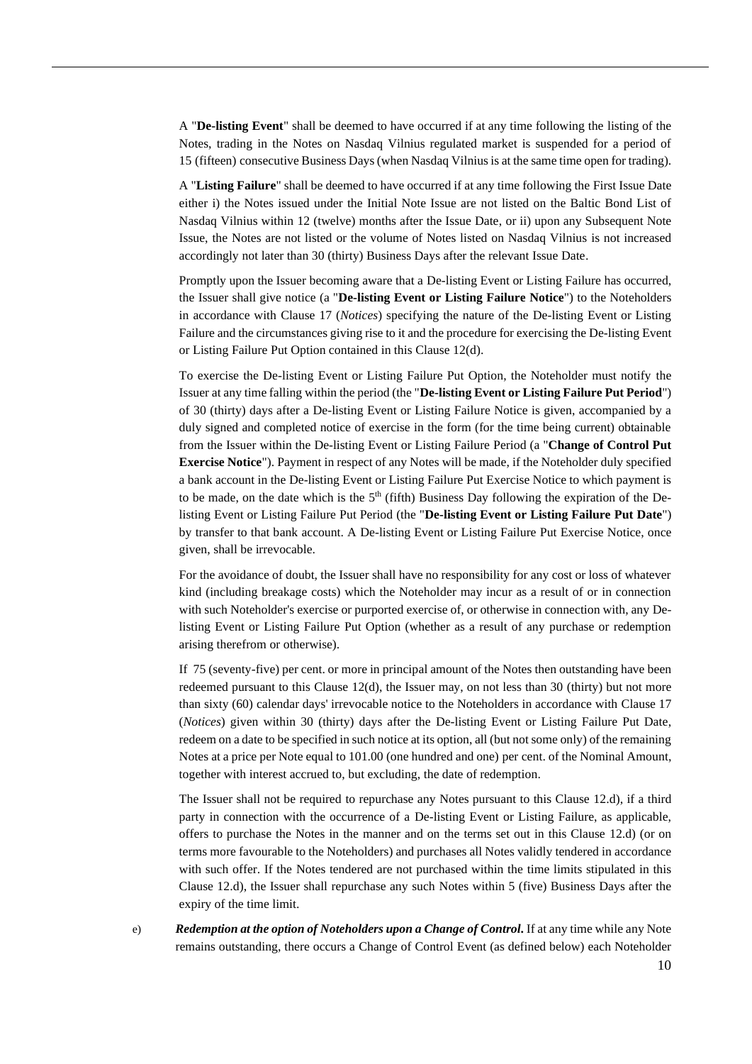A "**De-listing Event**" shall be deemed to have occurred if at any time following the listing of the Notes, trading in the Notes on Nasdaq Vilnius regulated market is suspended for a period of 15 (fifteen) consecutive Business Days (when Nasdaq Vilnius is at the same time open for trading).

A "**Listing Failure**" shall be deemed to have occurred if at any time following the First Issue Date either i) the Notes issued under the Initial Note Issue are not listed on the Baltic Bond List of Nasdaq Vilnius within 12 (twelve) months after the Issue Date, or ii) upon any Subsequent Note Issue, the Notes are not listed or the volume of Notes listed on Nasdaq Vilnius is not increased accordingly not later than 30 (thirty) Business Days after the relevant Issue Date.

Promptly upon the Issuer becoming aware that a De-listing Event or Listing Failure has occurred, the Issuer shall give notice (a "**De-listing Event or Listing Failure Notice**") to the Noteholders in accordance with Clause 17 (*Notices*) specifying the nature of the De-listing Event or Listing Failure and the circumstances giving rise to it and the procedure for exercising the De-listing Event or Listing Failure Put Option contained in this Clause 12(d).

To exercise the De-listing Event or Listing Failure Put Option, the Noteholder must notify the Issuer at any time falling within the period (the "**De-listing Event or Listing Failure Put Period**") of 30 (thirty) days after a De-listing Event or Listing Failure Notice is given, accompanied by a duly signed and completed notice of exercise in the form (for the time being current) obtainable from the Issuer within the De-listing Event or Listing Failure Period (a "**Change of Control Put Exercise Notice**"). Payment in respect of any Notes will be made, if the Noteholder duly specified a bank account in the De-listing Event or Listing Failure Put Exercise Notice to which payment is to be made, on the date which is the 5th (fifth) Business Day following the expiration of the De-listing Event or Listing Failure Put Period (the "**De-listing Event or Listing Failure Put Date**") by transfer to that bank account. A De-listing Event or Listing Failure Put Exercise Notice, once given, shall be irrevocable.

For the avoidance of doubt, the Issuer shall have no responsibility for any cost or loss of whatever kind (including breakage costs) which the Noteholder may incur as a result of or in connection with such Noteholder's exercise or purported exercise of, or otherwise in connection with, any De-listing Event or Listing Failure Put Option (whether as a result of any purchase or redemption arising therefrom or otherwise).

If 75 (seventy-five) per cent. or more in principal amount of the Notes then outstanding have been redeemed pursuant to this Clause 12(d), the Issuer may, on not less than 30 (thirty) but not more than sixty (60) calendar days' irrevocable notice to the Noteholders in accordance with Clause 17 (*Notices*) given within 30 (thirty) days after the De-listing Event or Listing Failure Put Date, redeem on a date to be specified in such notice at its option, all (but not some only) of the remaining Notes at a price per Note equal to 101.00 (one hundred and one) per cent. of the Nominal Amount, together with interest accrued to, but excluding, the date of redemption.

The Issuer shall not be required to repurchase any Notes pursuant to this Clause 12.d), if a third party in connection with the occurrence of a De-listing Event or Listing Failure, as applicable, offers to purchase the Notes in the manner and on the terms set out in this Clause 12.d) (or on terms more favourable to the Noteholders) and purchases all Notes validly tendered in accordance with such offer. If the Notes tendered are not purchased within the time limits stipulated in this Clause 12.d), the Issuer shall repurchase any such Notes within 5 (five) Business Days after the expiry of the time limit.

e) ***Redemption at the option of Noteholders upon a Change of Control.*** If at any time while any Note remains outstanding, there occurs a Change of Control Event (as defined below) each Noteholder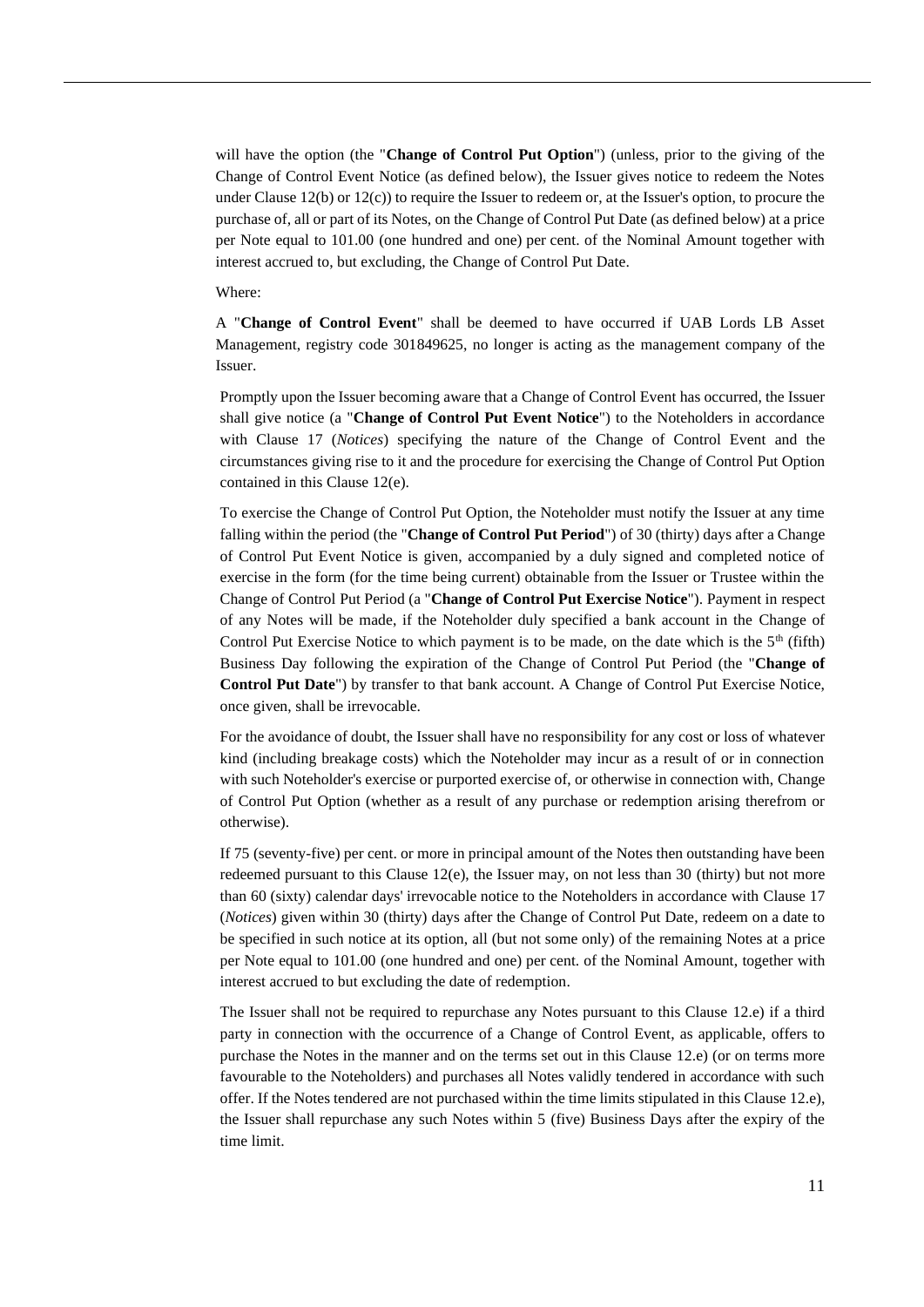will have the option (the "**Change of Control Put Option**") (unless, prior to the giving of the Change of Control Event Notice (as defined below), the Issuer gives notice to redeem the Notes under Clause 12(b) or 12(c)) to require the Issuer to redeem or, at the Issuer's option, to procure the purchase of, all or part of its Notes, on the Change of Control Put Date (as defined below) at a price per Note equal to 101.00 (one hundred and one) per cent. of the Nominal Amount together with interest accrued to, but excluding, the Change of Control Put Date.

Where:

A "**Change of Control Event**" shall be deemed to have occurred if UAB Lords LB Asset Management, registry code 301849625, no longer is acting as the management company of the Issuer.

Promptly upon the Issuer becoming aware that a Change of Control Event has occurred, the Issuer shall give notice (a "**Change of Control Put Event Notice**") to the Noteholders in accordance with Clause 17 (*Notices*) specifying the nature of the Change of Control Event and the circumstances giving rise to it and the procedure for exercising the Change of Control Put Option contained in this Clause 12(e).

To exercise the Change of Control Put Option, the Noteholder must notify the Issuer at any time falling within the period (the "**Change of Control Put Period**") of 30 (thirty) days after a Change of Control Put Event Notice is given, accompanied by a duly signed and completed notice of exercise in the form (for the time being current) obtainable from the Issuer or Trustee within the Change of Control Put Period (a "**Change of Control Put Exercise Notice**"). Payment in respect of any Notes will be made, if the Noteholder duly specified a bank account in the Change of Control Put Exercise Notice to which payment is to be made, on the date which is the 5th (fifth) Business Day following the expiration of the Change of Control Put Period (the "**Change of Control Put Date**") by transfer to that bank account. A Change of Control Put Exercise Notice, once given, shall be irrevocable.

For the avoidance of doubt, the Issuer shall have no responsibility for any cost or loss of whatever kind (including breakage costs) which the Noteholder may incur as a result of or in connection with such Noteholder's exercise or purported exercise of, or otherwise in connection with, Change of Control Put Option (whether as a result of any purchase or redemption arising therefrom or otherwise).

If 75 (seventy-five) per cent. or more in principal amount of the Notes then outstanding have been redeemed pursuant to this Clause 12(e), the Issuer may, on not less than 30 (thirty) but not more than 60 (sixty) calendar days' irrevocable notice to the Noteholders in accordance with Clause 17 (*Notices*) given within 30 (thirty) days after the Change of Control Put Date, redeem on a date to be specified in such notice at its option, all (but not some only) of the remaining Notes at a price per Note equal to 101.00 (one hundred and one) per cent. of the Nominal Amount, together with interest accrued to but excluding the date of redemption.

The Issuer shall not be required to repurchase any Notes pursuant to this Clause 12.e) if a third party in connection with the occurrence of a Change of Control Event, as applicable, offers to purchase the Notes in the manner and on the terms set out in this Clause 12.e) (or on terms more favourable to the Noteholders) and purchases all Notes validly tendered in accordance with such offer. If the Notes tendered are not purchased within the time limits stipulated in this Clause 12.e), the Issuer shall repurchase any such Notes within 5 (five) Business Days after the expiry of the time limit.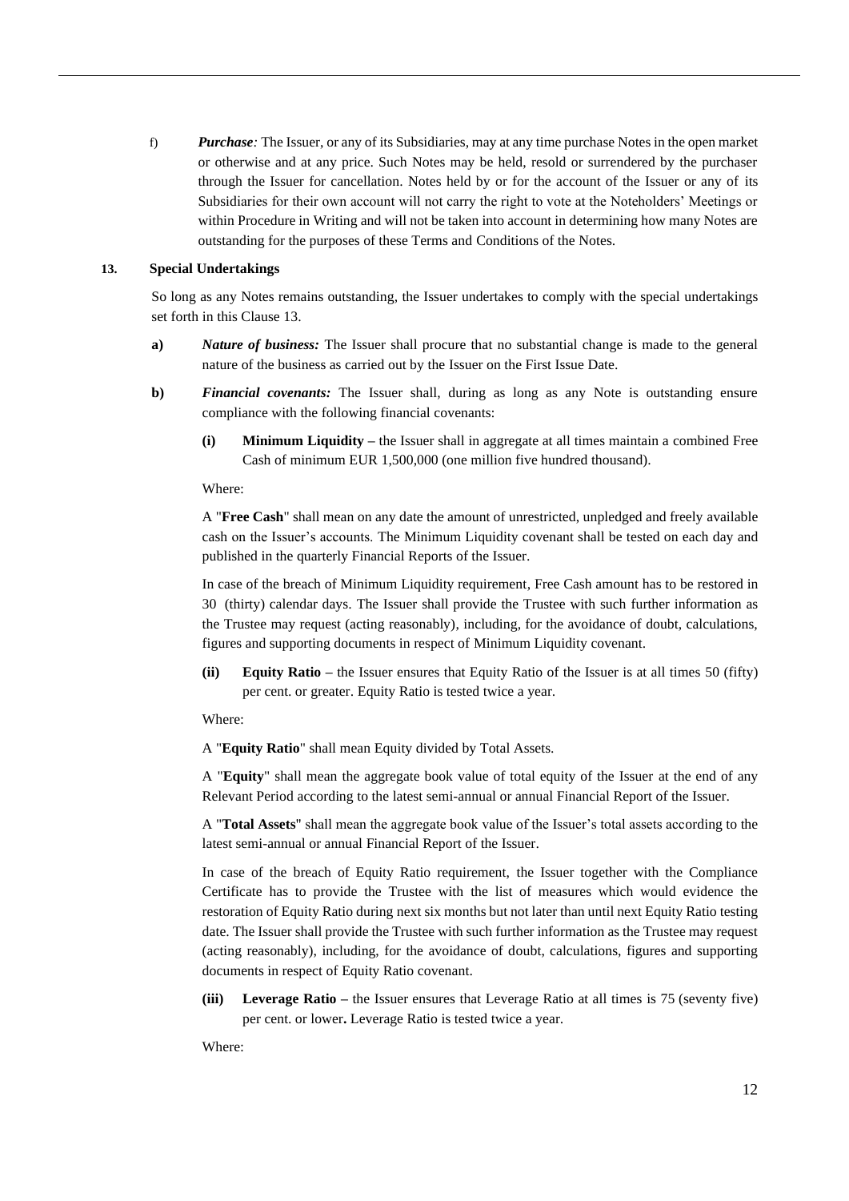f) ***Purchase:*** The Issuer, or any of its Subsidiaries, may at any time purchase Notes in the open market or otherwise and at any price. Such Notes may be held, resold or surrendered by the purchaser through the Issuer for cancellation. Notes held by or for the account of the Issuer or any of its Subsidiaries for their own account will not carry the right to vote at the Noteholders' Meetings or within Procedure in Writing and will not be taken into account in determining how many Notes are outstanding for the purposes of these Terms and Conditions of the Notes.

**13. Special Undertakings**

So long as any Notes remains outstanding, the Issuer undertakes to comply with the special undertakings set forth in this Clause 13.

**a)** ***Nature of business:*** The Issuer shall procure that no substantial change is made to the general nature of the business as carried out by the Issuer on the First Issue Date.

**b)** ***Financial covenants:*** The Issuer shall, during as long as any Note is outstanding ensure compliance with the following financial covenants:

**(i)** **Minimum Liquidity –** the Issuer shall in aggregate at all times maintain a combined Free Cash of minimum EUR 1,500,000 (one million five hundred thousand).

Where:

A "**Free Cash**" shall mean on any date the amount of unrestricted, unpledged and freely available cash on the Issuer's accounts. The Minimum Liquidity covenant shall be tested on each day and published in the quarterly Financial Reports of the Issuer.

In case of the breach of Minimum Liquidity requirement, Free Cash amount has to be restored in 30 (thirty) calendar days. The Issuer shall provide the Trustee with such further information as the Trustee may request (acting reasonably), including, for the avoidance of doubt, calculations, figures and supporting documents in respect of Minimum Liquidity covenant.

**(ii)** **Equity Ratio –** the Issuer ensures that Equity Ratio of the Issuer is at all times 50 (fifty) per cent. or greater. Equity Ratio is tested twice a year.

Where:

A "**Equity Ratio**" shall mean Equity divided by Total Assets.

A "**Equity**" shall mean the aggregate book value of total equity of the Issuer at the end of any Relevant Period according to the latest semi-annual or annual Financial Report of the Issuer.

A "**Total Assets**" shall mean the aggregate book value of the Issuer's total assets according to the latest semi-annual or annual Financial Report of the Issuer.

In case of the breach of Equity Ratio requirement, the Issuer together with the Compliance Certificate has to provide the Trustee with the list of measures which would evidence the restoration of Equity Ratio during next six months but not later than until next Equity Ratio testing date. The Issuer shall provide the Trustee with such further information as the Trustee may request (acting reasonably), including, for the avoidance of doubt, calculations, figures and supporting documents in respect of Equity Ratio covenant.

**(iii)** **Leverage Ratio –** the Issuer ensures that Leverage Ratio at all times is 75 (seventy five) per cent. or lower**.** Leverage Ratio is tested twice a year.

Where: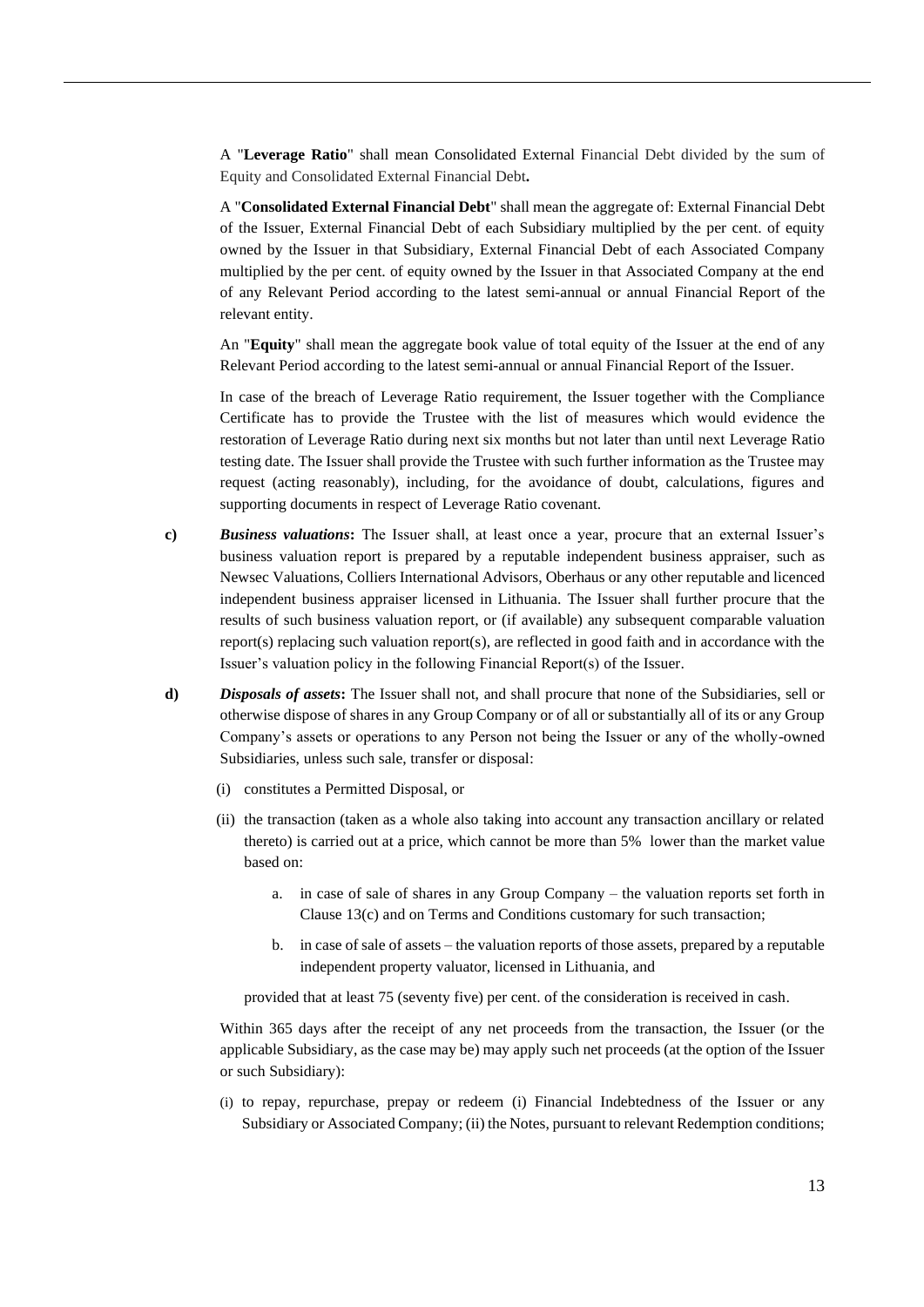A "**Leverage Ratio**" shall mean Consolidated External Financial Debt divided by the sum of Equity and Consolidated External Financial Debt**.**

A "**Consolidated External Financial Debt**" shall mean the aggregate of: External Financial Debt of the Issuer, External Financial Debt of each Subsidiary multiplied by the per cent. of equity owned by the Issuer in that Subsidiary, External Financial Debt of each Associated Company multiplied by the per cent. of equity owned by the Issuer in that Associated Company at the end of any Relevant Period according to the latest semi-annual or annual Financial Report of the relevant entity.

An "**Equity**" shall mean the aggregate book value of total equity of the Issuer at the end of any Relevant Period according to the latest semi-annual or annual Financial Report of the Issuer.

In case of the breach of Leverage Ratio requirement, the Issuer together with the Compliance Certificate has to provide the Trustee with the list of measures which would evidence the restoration of Leverage Ratio during next six months but not later than until next Leverage Ratio testing date. The Issuer shall provide the Trustee with such further information as the Trustee may request (acting reasonably), including, for the avoidance of doubt, calculations, figures and supporting documents in respect of Leverage Ratio covenant.

**c)** ***Business valuations*****:** The Issuer shall, at least once a year, procure that an external Issuer's business valuation report is prepared by a reputable independent business appraiser, such as Newsec Valuations, Colliers International Advisors, Oberhaus or any other reputable and licenced independent business appraiser licensed in Lithuania. The Issuer shall further procure that the results of such business valuation report, or (if available) any subsequent comparable valuation report(s) replacing such valuation report(s), are reflected in good faith and in accordance with the Issuer's valuation policy in the following Financial Report(s) of the Issuer.

**d)** ***Disposals of assets*****:** The Issuer shall not, and shall procure that none of the Subsidiaries, sell or otherwise dispose of shares in any Group Company or of all or substantially all of its or any Group Company's assets or operations to any Person not being the Issuer or any of the wholly-owned Subsidiaries, unless such sale, transfer or disposal:

(i) constitutes a Permitted Disposal, or

(ii) the transaction (taken as a whole also taking into account any transaction ancillary or related thereto) is carried out at a price, which cannot be more than 5% lower than the market value based on:

a. in case of sale of shares in any Group Company – the valuation reports set forth in Clause 13(c) and on Terms and Conditions customary for such transaction;

b. in case of sale of assets – the valuation reports of those assets, prepared by a reputable independent property valuator, licensed in Lithuania, and

provided that at least 75 (seventy five) per cent. of the consideration is received in cash.

Within 365 days after the receipt of any net proceeds from the transaction, the Issuer (or the applicable Subsidiary, as the case may be) may apply such net proceeds (at the option of the Issuer or such Subsidiary):

(i) to repay, repurchase, prepay or redeem (i) Financial Indebtedness of the Issuer or any Subsidiary or Associated Company; (ii) the Notes, pursuant to relevant Redemption conditions;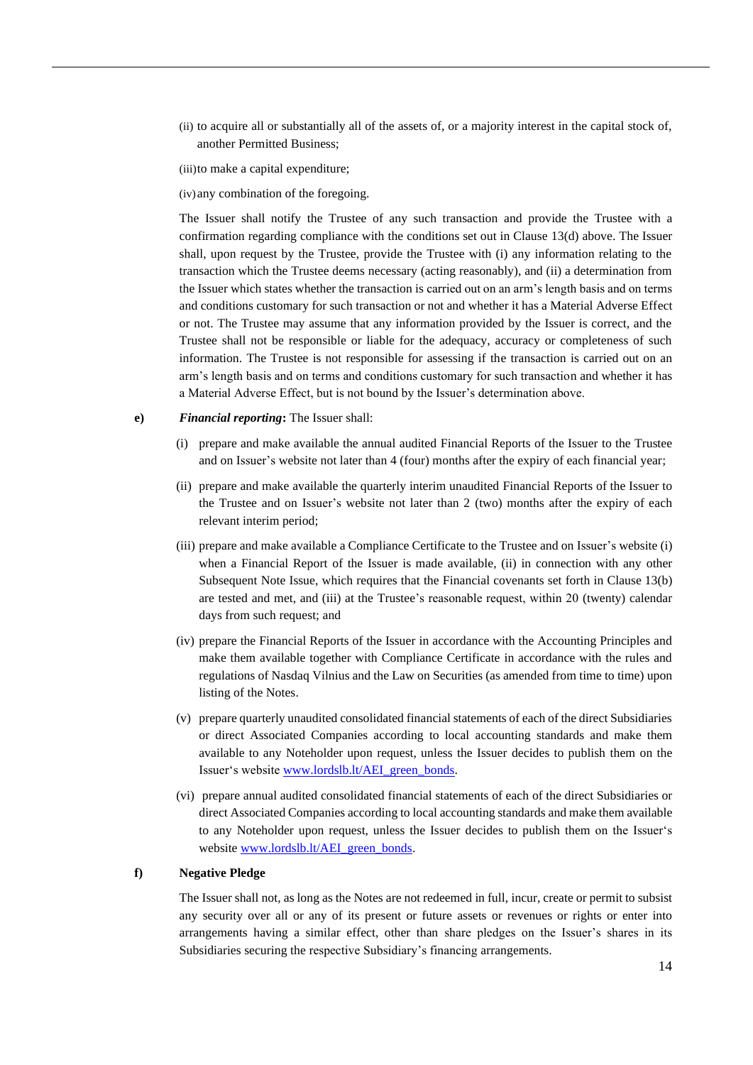(ii) to acquire all or substantially all of the assets of, or a majority interest in the capital stock of, another Permitted Business;

(iii) to make a capital expenditure;

(iv) any combination of the foregoing.

The Issuer shall notify the Trustee of any such transaction and provide the Trustee with a confirmation regarding compliance with the conditions set out in Clause 13(d) above. The Issuer shall, upon request by the Trustee, provide the Trustee with (i) any information relating to the transaction which the Trustee deems necessary (acting reasonably), and (ii) a determination from the Issuer which states whether the transaction is carried out on an arm's length basis and on terms and conditions customary for such transaction or not and whether it has a Material Adverse Effect or not. The Trustee may assume that any information provided by the Issuer is correct, and the Trustee shall not be responsible or liable for the adequacy, accuracy or completeness of such information. The Trustee is not responsible for assessing if the transaction is carried out on an arm's length basis and on terms and conditions customary for such transaction and whether it has a Material Adverse Effect, but is not bound by the Issuer's determination above.

**e)** ***Financial reporting*****:** The Issuer shall:

(i) prepare and make available the annual audited Financial Reports of the Issuer to the Trustee and on Issuer's website not later than 4 (four) months after the expiry of each financial year;

(ii) prepare and make available the quarterly interim unaudited Financial Reports of the Issuer to the Trustee and on Issuer's website not later than 2 (two) months after the expiry of each relevant interim period;

(iii) prepare and make available a Compliance Certificate to the Trustee and on Issuer's website (i) when a Financial Report of the Issuer is made available, (ii) in connection with any other Subsequent Note Issue, which requires that the Financial covenants set forth in Clause 13(b) are tested and met, and (iii) at the Trustee's reasonable request, within 20 (twenty) calendar days from such request; and

(iv) prepare the Financial Reports of the Issuer in accordance with the Accounting Principles and make them available together with Compliance Certificate in accordance with the rules and regulations of Nasdaq Vilnius and the Law on Securities (as amended from time to time) upon listing of the Notes.

(v) prepare quarterly unaudited consolidated financial statements of each of the direct Subsidiaries or direct Associated Companies according to local accounting standards and make them available to any Noteholder upon request, unless the Issuer decides to publish them on the Issuer's website www.lordslb.lt/AEI_green_bonds.

(vi) prepare annual audited consolidated financial statements of each of the direct Subsidiaries or direct Associated Companies according to local accounting standards and make them available to any Noteholder upon request, unless the Issuer decides to publish them on the Issuer's website www.lordslb.lt/AEI_green_bonds.

**f)** **Negative Pledge**

The Issuer shall not, as long as the Notes are not redeemed in full, incur, create or permit to subsist any security over all or any of its present or future assets or revenues or rights or enter into arrangements having a similar effect, other than share pledges on the Issuer's shares in its Subsidiaries securing the respective Subsidiary's financing arrangements.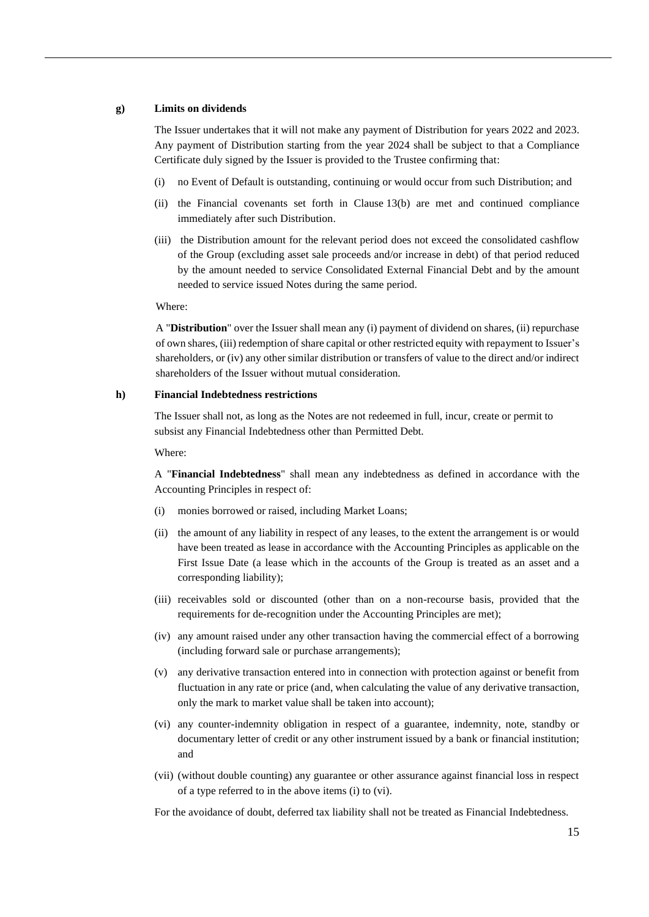**g) Limits on dividends**

The Issuer undertakes that it will not make any payment of Distribution for years 2022 and 2023. Any payment of Distribution starting from the year 2024 shall be subject to that a Compliance Certificate duly signed by the Issuer is provided to the Trustee confirming that:

(i) no Event of Default is outstanding, continuing or would occur from such Distribution; and

(ii) the Financial covenants set forth in Clause 13(b) are met and continued compliance immediately after such Distribution.

(iii) the Distribution amount for the relevant period does not exceed the consolidated cashflow of the Group (excluding asset sale proceeds and/or increase in debt) of that period reduced by the amount needed to service Consolidated External Financial Debt and by the amount needed to service issued Notes during the same period.

Where:

A "**Distribution**" over the Issuer shall mean any (i) payment of dividend on shares, (ii) repurchase of own shares, (iii) redemption of share capital or other restricted equity with repayment to Issuer's shareholders, or (iv) any other similar distribution or transfers of value to the direct and/or indirect shareholders of the Issuer without mutual consideration.

**h) Financial Indebtedness restrictions**

The Issuer shall not, as long as the Notes are not redeemed in full, incur, create or permit to subsist any Financial Indebtedness other than Permitted Debt.

Where:

A "**Financial Indebtedness**" shall mean any indebtedness as defined in accordance with the Accounting Principles in respect of:

(i) monies borrowed or raised, including Market Loans;

(ii) the amount of any liability in respect of any leases, to the extent the arrangement is or would have been treated as lease in accordance with the Accounting Principles as applicable on the First Issue Date (a lease which in the accounts of the Group is treated as an asset and a corresponding liability);

(iii) receivables sold or discounted (other than on a non-recourse basis, provided that the requirements for de-recognition under the Accounting Principles are met);

(iv) any amount raised under any other transaction having the commercial effect of a borrowing (including forward sale or purchase arrangements);

(v) any derivative transaction entered into in connection with protection against or benefit from fluctuation in any rate or price (and, when calculating the value of any derivative transaction, only the mark to market value shall be taken into account);

(vi) any counter-indemnity obligation in respect of a guarantee, indemnity, note, standby or documentary letter of credit or any other instrument issued by a bank or financial institution; and

(vii) (without double counting) any guarantee or other assurance against financial loss in respect of a type referred to in the above items (i) to (vi).

For the avoidance of doubt, deferred tax liability shall not be treated as Financial Indebtedness.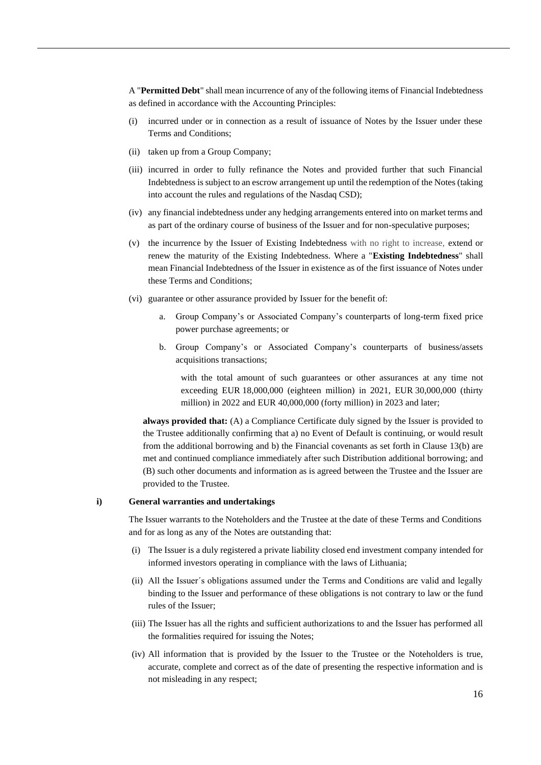A "**Permitted Debt**" shall mean incurrence of any of the following items of Financial Indebtedness as defined in accordance with the Accounting Principles:

(i) incurred under or in connection as a result of issuance of Notes by the Issuer under these Terms and Conditions;

(ii) taken up from a Group Company;

(iii) incurred in order to fully refinance the Notes and provided further that such Financial Indebtedness is subject to an escrow arrangement up until the redemption of the Notes (taking into account the rules and regulations of the Nasdaq CSD);

(iv) any financial indebtedness under any hedging arrangements entered into on market terms and as part of the ordinary course of business of the Issuer and for non-speculative purposes;

(v) the incurrence by the Issuer of Existing Indebtedness with no right to increase, extend or renew the maturity of the Existing Indebtedness. Where a "**Existing Indebtedness**" shall mean Financial Indebtedness of the Issuer in existence as of the first issuance of Notes under these Terms and Conditions;

(vi) guarantee or other assurance provided by Issuer for the benefit of:

   a. Group Company's or Associated Company's counterparts of long-term fixed price power purchase agreements; or

   b. Group Company's or Associated Company's counterparts of business/assets acquisitions transactions;

   with the total amount of such guarantees or other assurances at any time not exceeding EUR 18,000,000 (eighteen million) in 2021, EUR 30,000,000 (thirty million) in 2022 and EUR 40,000,000 (forty million) in 2023 and later;

**always provided that:** (A) a Compliance Certificate duly signed by the Issuer is provided to the Trustee additionally confirming that a) no Event of Default is continuing, or would result from the additional borrowing and b) the Financial covenants as set forth in Clause 13(b) are met and continued compliance immediately after such Distribution additional borrowing; and (B) such other documents and information as is agreed between the Trustee and the Issuer are provided to the Trustee.

**i) General warranties and undertakings**

The Issuer warrants to the Noteholders and the Trustee at the date of these Terms and Conditions and for as long as any of the Notes are outstanding that:

(i) The Issuer is a duly registered a private liability closed end investment company intended for informed investors operating in compliance with the laws of Lithuania;

(ii) All the Issuer´s obligations assumed under the Terms and Conditions are valid and legally binding to the Issuer and performance of these obligations is not contrary to law or the fund rules of the Issuer;

(iii) The Issuer has all the rights and sufficient authorizations to and the Issuer has performed all the formalities required for issuing the Notes;

(iv) All information that is provided by the Issuer to the Trustee or the Noteholders is true, accurate, complete and correct as of the date of presenting the respective information and is not misleading in any respect;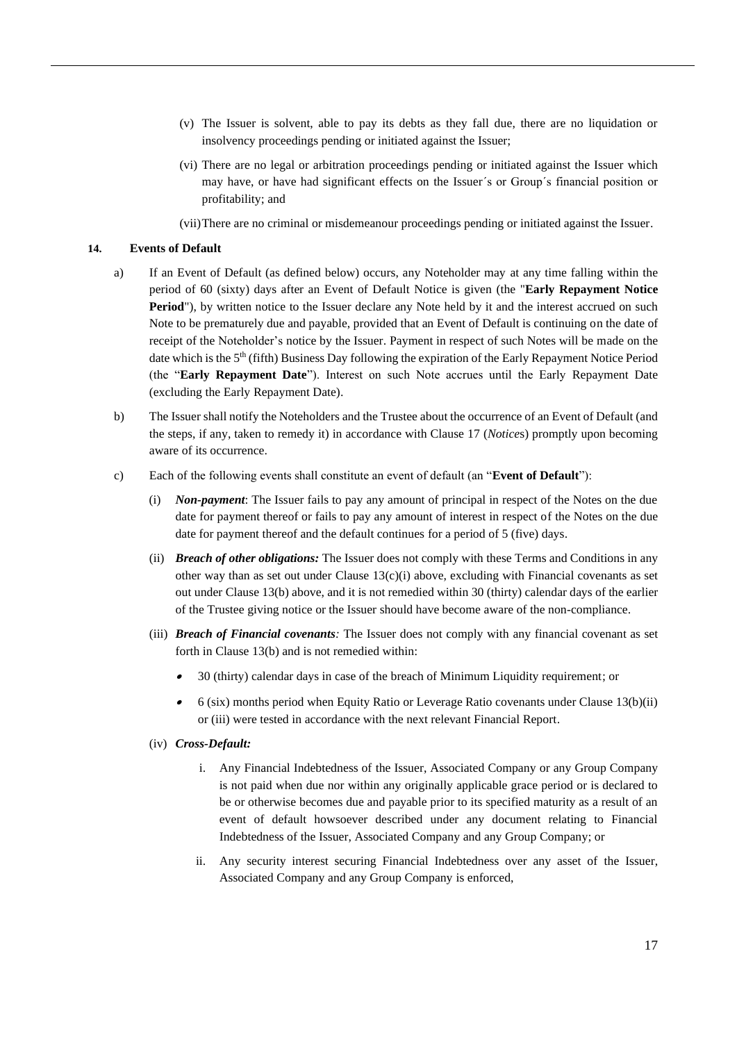(v) The Issuer is solvent, able to pay its debts as they fall due, there are no liquidation or insolvency proceedings pending or initiated against the Issuer;

(vi) There are no legal or arbitration proceedings pending or initiated against the Issuer which may have, or have had significant effects on the Issuer´s or Group´s financial position or profitability; and

(vii) There are no criminal or misdemeanour proceedings pending or initiated against the Issuer.

#### 14. Events of Default

a) If an Event of Default (as defined below) occurs, any Noteholder may at any time falling within the period of 60 (sixty) days after an Event of Default Notice is given (the "**Early Repayment Notice Period**"), by written notice to the Issuer declare any Note held by it and the interest accrued on such Note to be prematurely due and payable, provided that an Event of Default is continuing on the date of receipt of the Noteholder's notice by the Issuer. Payment in respect of such Notes will be made on the date which is the 5th (fifth) Business Day following the expiration of the Early Repayment Notice Period (the "**Early Repayment Date**"). Interest on such Note accrues until the Early Repayment Date (excluding the Early Repayment Date).

b) The Issuer shall notify the Noteholders and the Trustee about the occurrence of an Event of Default (and the steps, if any, taken to remedy it) in accordance with Clause 17 (*Notices*) promptly upon becoming aware of its occurrence.

c) Each of the following events shall constitute an event of default (an "**Event of Default**"):

(i) ***Non-payment***: The Issuer fails to pay any amount of principal in respect of the Notes on the due date for payment thereof or fails to pay any amount of interest in respect of the Notes on the due date for payment thereof and the default continues for a period of 5 (five) days.

(ii) ***Breach of other obligations:*** The Issuer does not comply with these Terms and Conditions in any other way than as set out under Clause 13(c)(i) above, excluding with Financial covenants as set out under Clause 13(b) above, and it is not remedied within 30 (thirty) calendar days of the earlier of the Trustee giving notice or the Issuer should have become aware of the non-compliance.

(iii) ***Breach of Financial covenants****:* The Issuer does not comply with any financial covenant as set forth in Clause 13(b) and is not remedied within:

- 30 (thirty) calendar days in case of the breach of Minimum Liquidity requirement; or
- 6 (six) months period when Equity Ratio or Leverage Ratio covenants under Clause 13(b)(ii) or (iii) were tested in accordance with the next relevant Financial Report.

(iv) ***Cross-Default:***

i. Any Financial Indebtedness of the Issuer, Associated Company or any Group Company is not paid when due nor within any originally applicable grace period or is declared to be or otherwise becomes due and payable prior to its specified maturity as a result of an event of default howsoever described under any document relating to Financial Indebtedness of the Issuer, Associated Company and any Group Company; or

ii. Any security interest securing Financial Indebtedness over any asset of the Issuer, Associated Company and any Group Company is enforced,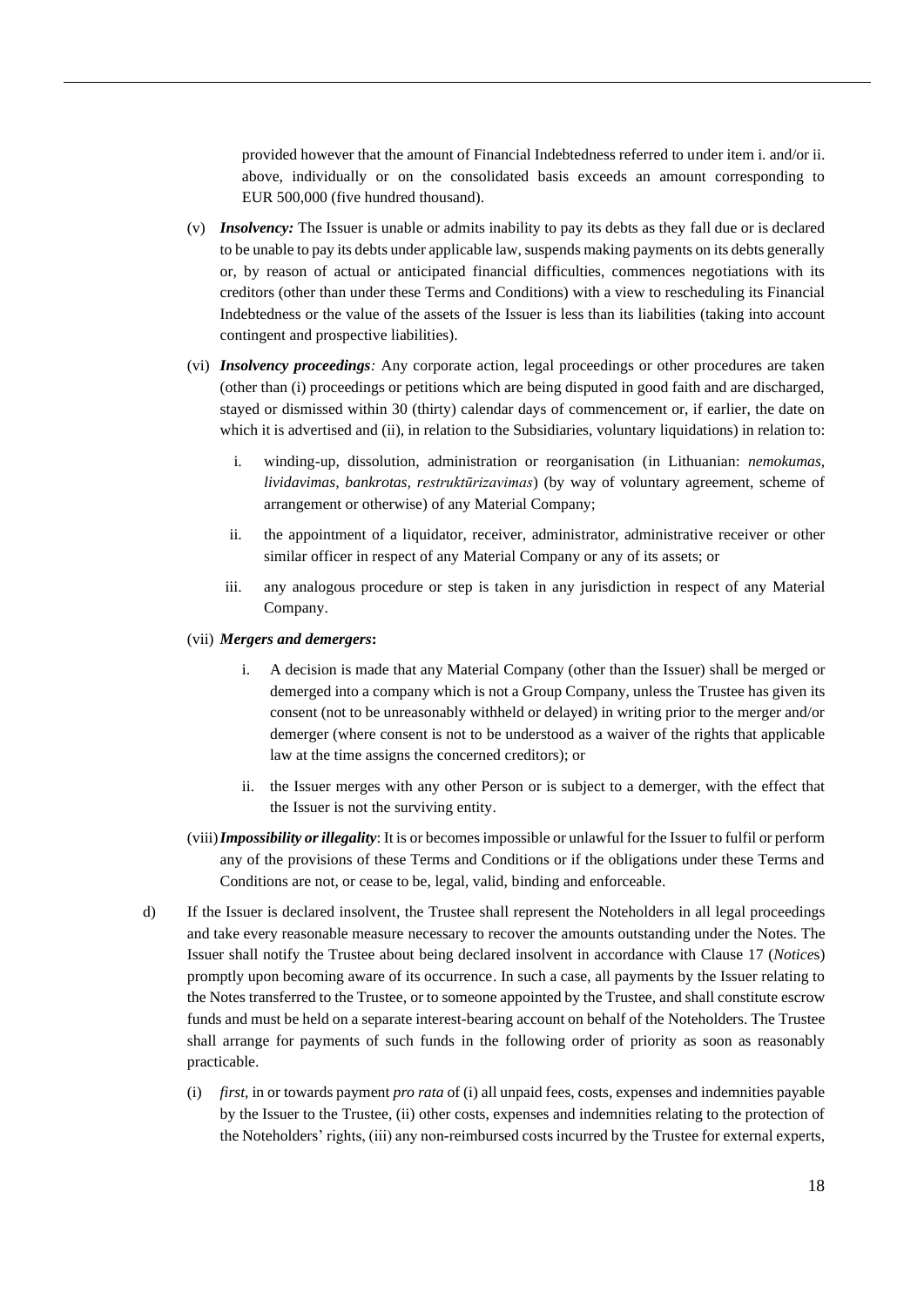provided however that the amount of Financial Indebtedness referred to under item i. and/or ii. above, individually or on the consolidated basis exceeds an amount corresponding to EUR 500,000 (five hundred thousand).

(v) ***Insolvency:*** The Issuer is unable or admits inability to pay its debts as they fall due or is declared to be unable to pay its debts under applicable law, suspends making payments on its debts generally or, by reason of actual or anticipated financial difficulties, commences negotiations with its creditors (other than under these Terms and Conditions) with a view to rescheduling its Financial Indebtedness or the value of the assets of the Issuer is less than its liabilities (taking into account contingent and prospective liabilities).

(vi) ***Insolvency proceedings****:* Any corporate action, legal proceedings or other procedures are taken (other than (i) proceedings or petitions which are being disputed in good faith and are discharged, stayed or dismissed within 30 (thirty) calendar days of commencement or, if earlier, the date on which it is advertised and (ii), in relation to the Subsidiaries, voluntary liquidations) in relation to:

   i. winding-up, dissolution, administration or reorganisation (in Lithuanian: *nemokumas, lividavimas, bankrotas, restruktūrizavimas*) (by way of voluntary agreement, scheme of arrangement or otherwise) of any Material Company;

   ii. the appointment of a liquidator, receiver, administrator, administrative receiver or other similar officer in respect of any Material Company or any of its assets; or

   iii. any analogous procedure or step is taken in any jurisdiction in respect of any Material Company.

(vii) ***Mergers and demergers*****:**

   i. A decision is made that any Material Company (other than the Issuer) shall be merged or demerged into a company which is not a Group Company, unless the Trustee has given its consent (not to be unreasonably withheld or delayed) in writing prior to the merger and/or demerger (where consent is not to be understood as a waiver of the rights that applicable law at the time assigns the concerned creditors); or

   ii. the Issuer merges with any other Person or is subject to a demerger, with the effect that the Issuer is not the surviving entity.

(viii) ***Impossibility or illegality***: It is or becomes impossible or unlawful for the Issuer to fulfil or perform any of the provisions of these Terms and Conditions or if the obligations under these Terms and Conditions are not, or cease to be, legal, valid, binding and enforceable.

d) If the Issuer is declared insolvent, the Trustee shall represent the Noteholders in all legal proceedings and take every reasonable measure necessary to recover the amounts outstanding under the Notes. The Issuer shall notify the Trustee about being declared insolvent in accordance with Clause 17 (*Notices*) promptly upon becoming aware of its occurrence. In such a case, all payments by the Issuer relating to the Notes transferred to the Trustee, or to someone appointed by the Trustee, and shall constitute escrow funds and must be held on a separate interest-bearing account on behalf of the Noteholders. The Trustee shall arrange for payments of such funds in the following order of priority as soon as reasonably practicable.

   (i) *first*, in or towards payment *pro rata* of (i) all unpaid fees, costs, expenses and indemnities payable by the Issuer to the Trustee, (ii) other costs, expenses and indemnities relating to the protection of the Noteholders' rights, (iii) any non-reimbursed costs incurred by the Trustee for external experts,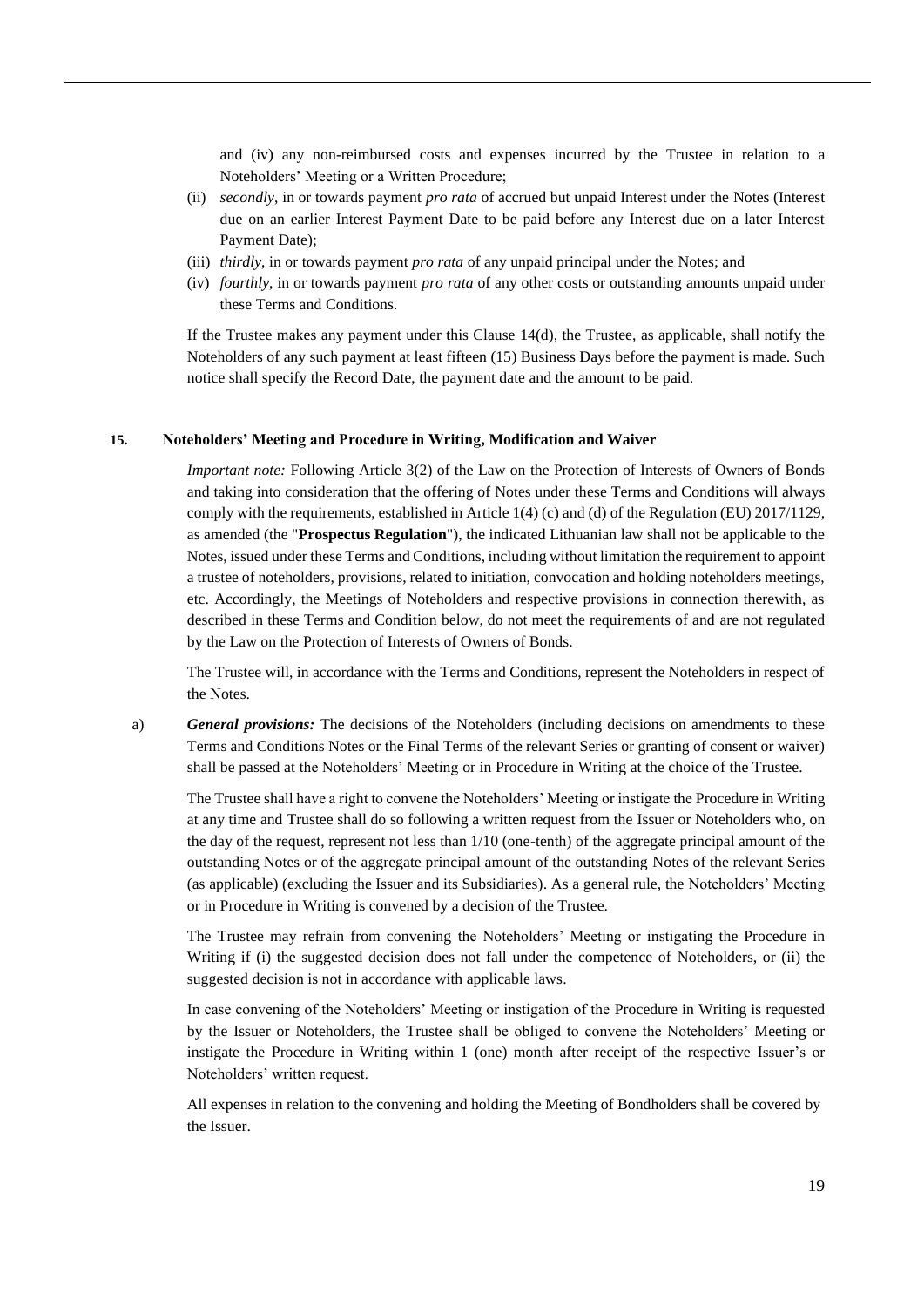and (iv) any non-reimbursed costs and expenses incurred by the Trustee in relation to a Noteholders' Meeting or a Written Procedure;

(ii) *secondly*, in or towards payment *pro rata* of accrued but unpaid Interest under the Notes (Interest due on an earlier Interest Payment Date to be paid before any Interest due on a later Interest Payment Date);

(iii) *thirdly*, in or towards payment *pro rata* of any unpaid principal under the Notes; and

(iv) *fourthly*, in or towards payment *pro rata* of any other costs or outstanding amounts unpaid under these Terms and Conditions.

If the Trustee makes any payment under this Clause 14(d), the Trustee, as applicable, shall notify the Noteholders of any such payment at least fifteen (15) Business Days before the payment is made. Such notice shall specify the Record Date, the payment date and the amount to be paid.

## 15. Noteholders' Meeting and Procedure in Writing, Modification and Waiver

*Important note:* Following Article 3(2) of the Law on the Protection of Interests of Owners of Bonds and taking into consideration that the offering of Notes under these Terms and Conditions will always comply with the requirements, established in Article 1(4) (c) and (d) of the Regulation (EU) 2017/1129, as amended (the "**Prospectus Regulation**"), the indicated Lithuanian law shall not be applicable to the Notes, issued under these Terms and Conditions, including without limitation the requirement to appoint a trustee of noteholders, provisions, related to initiation, convocation and holding noteholders meetings, etc. Accordingly, the Meetings of Noteholders and respective provisions in connection therewith, as described in these Terms and Condition below, do not meet the requirements of and are not regulated by the Law on the Protection of Interests of Owners of Bonds.

The Trustee will, in accordance with the Terms and Conditions, represent the Noteholders in respect of the Notes.

a) ***General provisions:*** The decisions of the Noteholders (including decisions on amendments to these Terms and Conditions Notes or the Final Terms of the relevant Series or granting of consent or waiver) shall be passed at the Noteholders' Meeting or in Procedure in Writing at the choice of the Trustee.

The Trustee shall have a right to convene the Noteholders' Meeting or instigate the Procedure in Writing at any time and Trustee shall do so following a written request from the Issuer or Noteholders who, on the day of the request, represent not less than 1/10 (one-tenth) of the aggregate principal amount of the outstanding Notes or of the aggregate principal amount of the outstanding Notes of the relevant Series (as applicable) (excluding the Issuer and its Subsidiaries). As a general rule, the Noteholders' Meeting or in Procedure in Writing is convened by a decision of the Trustee.

The Trustee may refrain from convening the Noteholders' Meeting or instigating the Procedure in Writing if (i) the suggested decision does not fall under the competence of Noteholders, or (ii) the suggested decision is not in accordance with applicable laws.

In case convening of the Noteholders' Meeting or instigation of the Procedure in Writing is requested by the Issuer or Noteholders, the Trustee shall be obliged to convene the Noteholders' Meeting or instigate the Procedure in Writing within 1 (one) month after receipt of the respective Issuer's or Noteholders' written request.

All expenses in relation to the convening and holding the Meeting of Bondholders shall be covered by the Issuer.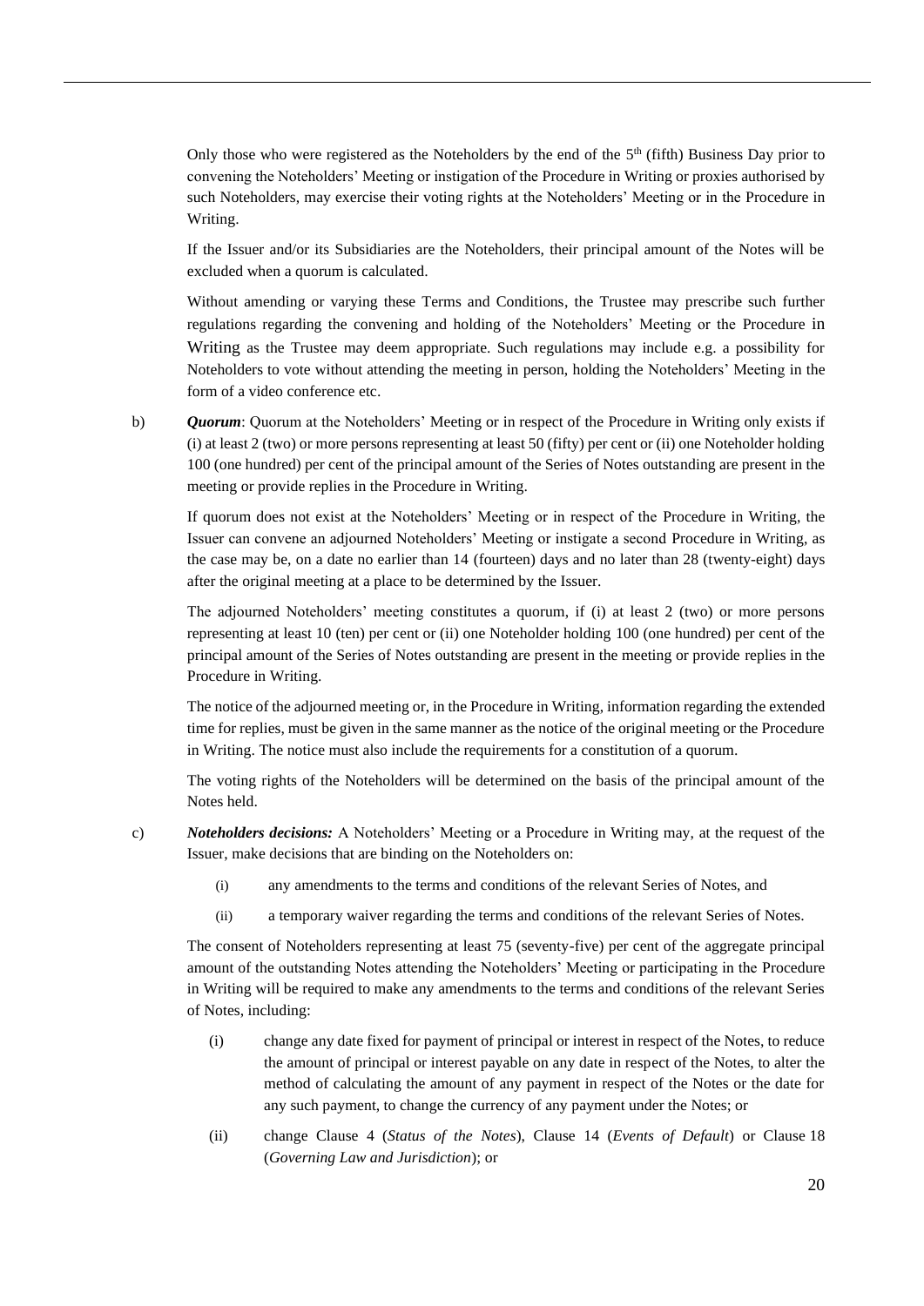Only those who were registered as the Noteholders by the end of the 5th (fifth) Business Day prior to convening the Noteholders' Meeting or instigation of the Procedure in Writing or proxies authorised by such Noteholders, may exercise their voting rights at the Noteholders' Meeting or in the Procedure in Writing.

If the Issuer and/or its Subsidiaries are the Noteholders, their principal amount of the Notes will be excluded when a quorum is calculated.

Without amending or varying these Terms and Conditions, the Trustee may prescribe such further regulations regarding the convening and holding of the Noteholders' Meeting or the Procedure in Writing as the Trustee may deem appropriate. Such regulations may include e.g. a possibility for Noteholders to vote without attending the meeting in person, holding the Noteholders' Meeting in the form of a video conference etc.

b) ***Quorum***: Quorum at the Noteholders' Meeting or in respect of the Procedure in Writing only exists if (i) at least 2 (two) or more persons representing at least 50 (fifty) per cent or (ii) one Noteholder holding 100 (one hundred) per cent of the principal amount of the Series of Notes outstanding are present in the meeting or provide replies in the Procedure in Writing.

If quorum does not exist at the Noteholders' Meeting or in respect of the Procedure in Writing, the Issuer can convene an adjourned Noteholders' Meeting or instigate a second Procedure in Writing, as the case may be, on a date no earlier than 14 (fourteen) days and no later than 28 (twenty-eight) days after the original meeting at a place to be determined by the Issuer.

The adjourned Noteholders' meeting constitutes a quorum, if (i) at least 2 (two) or more persons representing at least 10 (ten) per cent or (ii) one Noteholder holding 100 (one hundred) per cent of the principal amount of the Series of Notes outstanding are present in the meeting or provide replies in the Procedure in Writing.

The notice of the adjourned meeting or, in the Procedure in Writing, information regarding the extended time for replies, must be given in the same manner as the notice of the original meeting or the Procedure in Writing. The notice must also include the requirements for a constitution of a quorum.

The voting rights of the Noteholders will be determined on the basis of the principal amount of the Notes held.

c) ***Noteholders decisions:*** A Noteholders' Meeting or a Procedure in Writing may, at the request of the Issuer, make decisions that are binding on the Noteholders on:

   (i) any amendments to the terms and conditions of the relevant Series of Notes, and

   (ii) a temporary waiver regarding the terms and conditions of the relevant Series of Notes.

The consent of Noteholders representing at least 75 (seventy-five) per cent of the aggregate principal amount of the outstanding Notes attending the Noteholders' Meeting or participating in the Procedure in Writing will be required to make any amendments to the terms and conditions of the relevant Series of Notes, including:

   (i) change any date fixed for payment of principal or interest in respect of the Notes, to reduce the amount of principal or interest payable on any date in respect of the Notes, to alter the method of calculating the amount of any payment in respect of the Notes or the date for any such payment, to change the currency of any payment under the Notes; or

   (ii) change Clause 4 (*Status of the Notes*), Clause 14 (*Events of Default*) or Clause 18 (*Governing Law and Jurisdiction*); or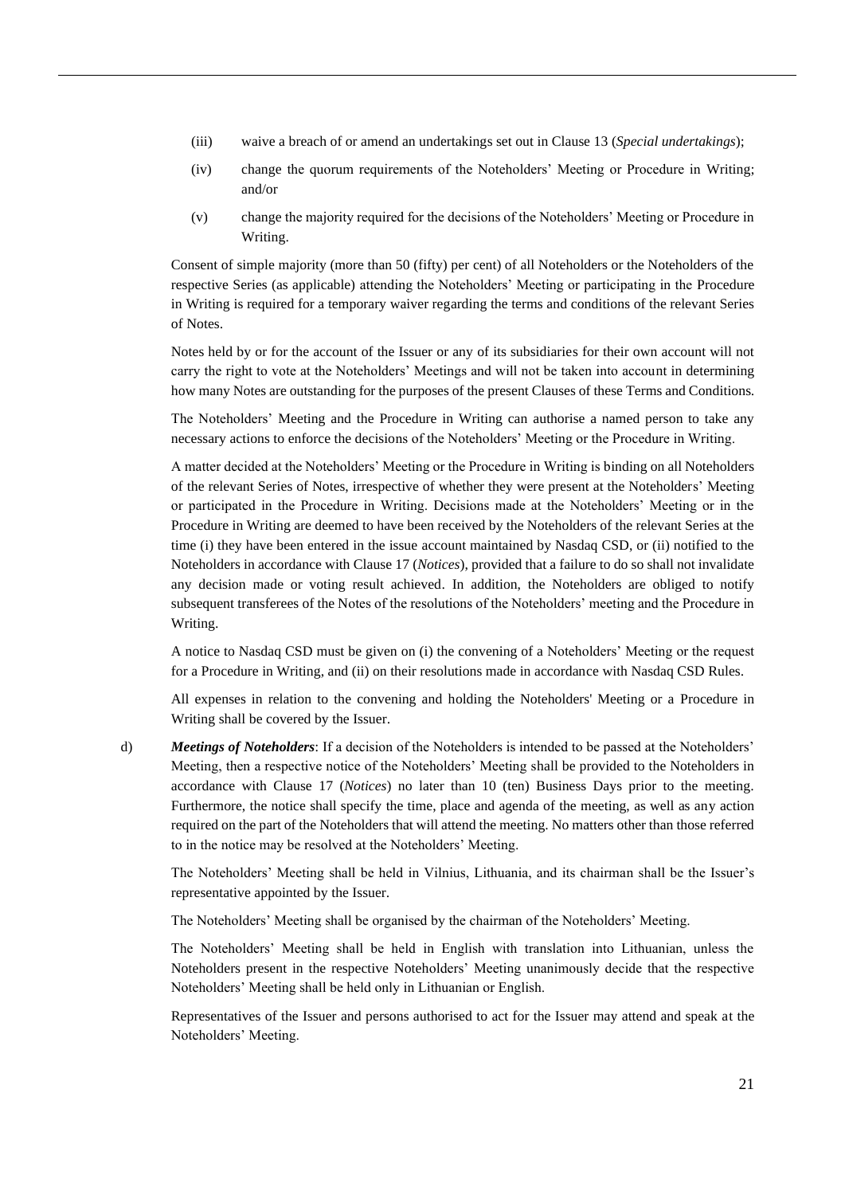(iii) waive a breach of or amend an undertakings set out in Clause 13 (*Special undertakings*);

(iv) change the quorum requirements of the Noteholders' Meeting or Procedure in Writing; and/or

(v) change the majority required for the decisions of the Noteholders' Meeting or Procedure in Writing.

Consent of simple majority (more than 50 (fifty) per cent) of all Noteholders or the Noteholders of the respective Series (as applicable) attending the Noteholders' Meeting or participating in the Procedure in Writing is required for a temporary waiver regarding the terms and conditions of the relevant Series of Notes.

Notes held by or for the account of the Issuer or any of its subsidiaries for their own account will not carry the right to vote at the Noteholders' Meetings and will not be taken into account in determining how many Notes are outstanding for the purposes of the present Clauses of these Terms and Conditions.

The Noteholders' Meeting and the Procedure in Writing can authorise a named person to take any necessary actions to enforce the decisions of the Noteholders' Meeting or the Procedure in Writing.

A matter decided at the Noteholders' Meeting or the Procedure in Writing is binding on all Noteholders of the relevant Series of Notes, irrespective of whether they were present at the Noteholders' Meeting or participated in the Procedure in Writing. Decisions made at the Noteholders' Meeting or in the Procedure in Writing are deemed to have been received by the Noteholders of the relevant Series at the time (i) they have been entered in the issue account maintained by Nasdaq CSD, or (ii) notified to the Noteholders in accordance with Clause 17 (*Notices*), provided that a failure to do so shall not invalidate any decision made or voting result achieved. In addition, the Noteholders are obliged to notify subsequent transferees of the Notes of the resolutions of the Noteholders' meeting and the Procedure in Writing.

A notice to Nasdaq CSD must be given on (i) the convening of a Noteholders' Meeting or the request for a Procedure in Writing, and (ii) on their resolutions made in accordance with Nasdaq CSD Rules.

All expenses in relation to the convening and holding the Noteholders' Meeting or a Procedure in Writing shall be covered by the Issuer.

d) ***Meetings of Noteholders***: If a decision of the Noteholders is intended to be passed at the Noteholders' Meeting, then a respective notice of the Noteholders' Meeting shall be provided to the Noteholders in accordance with Clause 17 (*Notices*) no later than 10 (ten) Business Days prior to the meeting. Furthermore, the notice shall specify the time, place and agenda of the meeting, as well as any action required on the part of the Noteholders that will attend the meeting. No matters other than those referred to in the notice may be resolved at the Noteholders' Meeting.

The Noteholders' Meeting shall be held in Vilnius, Lithuania, and its chairman shall be the Issuer's representative appointed by the Issuer.

The Noteholders' Meeting shall be organised by the chairman of the Noteholders' Meeting.

The Noteholders' Meeting shall be held in English with translation into Lithuanian, unless the Noteholders present in the respective Noteholders' Meeting unanimously decide that the respective Noteholders' Meeting shall be held only in Lithuanian or English.

Representatives of the Issuer and persons authorised to act for the Issuer may attend and speak at the Noteholders' Meeting.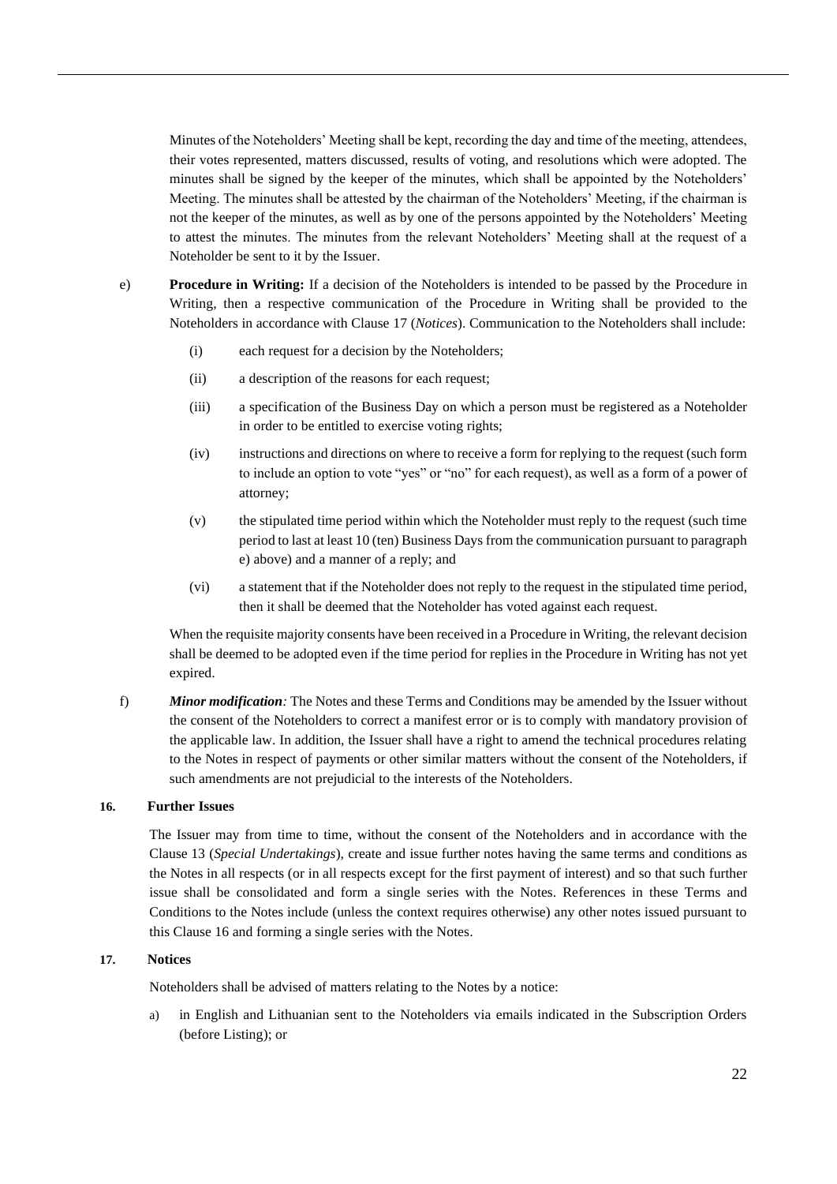Minutes of the Noteholders' Meeting shall be kept, recording the day and time of the meeting, attendees, their votes represented, matters discussed, results of voting, and resolutions which were adopted. The minutes shall be signed by the keeper of the minutes, which shall be appointed by the Noteholders' Meeting. The minutes shall be attested by the chairman of the Noteholders' Meeting, if the chairman is not the keeper of the minutes, as well as by one of the persons appointed by the Noteholders' Meeting to attest the minutes. The minutes from the relevant Noteholders' Meeting shall at the request of a Noteholder be sent to it by the Issuer.

e) **Procedure in Writing:** If a decision of the Noteholders is intended to be passed by the Procedure in Writing, then a respective communication of the Procedure in Writing shall be provided to the Noteholders in accordance with Clause 17 (*Notices*). Communication to the Noteholders shall include:

   (i) each request for a decision by the Noteholders;

   (ii) a description of the reasons for each request;

   (iii) a specification of the Business Day on which a person must be registered as a Noteholder in order to be entitled to exercise voting rights;

   (iv) instructions and directions on where to receive a form for replying to the request (such form to include an option to vote "yes" or "no" for each request), as well as a form of a power of attorney;

   (v) the stipulated time period within which the Noteholder must reply to the request (such time period to last at least 10 (ten) Business Days from the communication pursuant to paragraph e) above) and a manner of a reply; and

   (vi) a statement that if the Noteholder does not reply to the request in the stipulated time period, then it shall be deemed that the Noteholder has voted against each request.

   When the requisite majority consents have been received in a Procedure in Writing, the relevant decision shall be deemed to be adopted even if the time period for replies in the Procedure in Writing has not yet expired.

f) ***Minor modification**:* The Notes and these Terms and Conditions may be amended by the Issuer without the consent of the Noteholders to correct a manifest error or is to comply with mandatory provision of the applicable law. In addition, the Issuer shall have a right to amend the technical procedures relating to the Notes in respect of payments or other similar matters without the consent of the Noteholders, if such amendments are not prejudicial to the interests of the Noteholders.

## 16. Further Issues

The Issuer may from time to time, without the consent of the Noteholders and in accordance with the Clause 13 (*Special Undertakings*), create and issue further notes having the same terms and conditions as the Notes in all respects (or in all respects except for the first payment of interest) and so that such further issue shall be consolidated and form a single series with the Notes. References in these Terms and Conditions to the Notes include (unless the context requires otherwise) any other notes issued pursuant to this Clause 16 and forming a single series with the Notes.

## 17. Notices

Noteholders shall be advised of matters relating to the Notes by a notice:

a) in English and Lithuanian sent to the Noteholders via emails indicated in the Subscription Orders (before Listing); or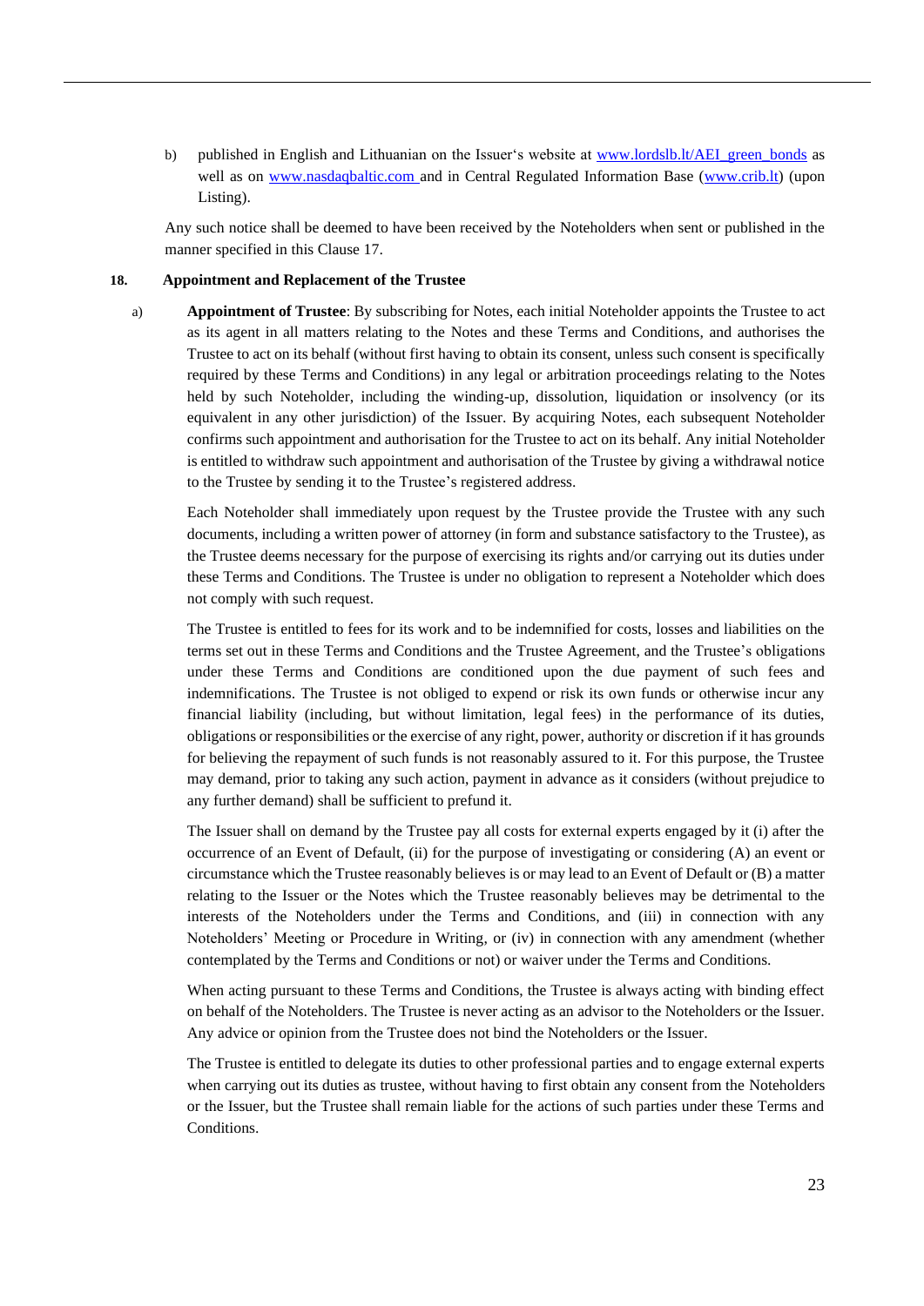b) published in English and Lithuanian on the Issuer's website at www.lordslb.lt/AEI_green_bonds as well as on www.nasdaqbaltic.com and in Central Regulated Information Base (www.crib.lt) (upon Listing).

Any such notice shall be deemed to have been received by the Noteholders when sent or published in the manner specified in this Clause 17.

**18. Appointment and Replacement of the Trustee**

a) **Appointment of Trustee**: By subscribing for Notes, each initial Noteholder appoints the Trustee to act as its agent in all matters relating to the Notes and these Terms and Conditions, and authorises the Trustee to act on its behalf (without first having to obtain its consent, unless such consent is specifically required by these Terms and Conditions) in any legal or arbitration proceedings relating to the Notes held by such Noteholder, including the winding-up, dissolution, liquidation or insolvency (or its equivalent in any other jurisdiction) of the Issuer. By acquiring Notes, each subsequent Noteholder confirms such appointment and authorisation for the Trustee to act on its behalf. Any initial Noteholder is entitled to withdraw such appointment and authorisation of the Trustee by giving a withdrawal notice to the Trustee by sending it to the Trustee's registered address.

Each Noteholder shall immediately upon request by the Trustee provide the Trustee with any such documents, including a written power of attorney (in form and substance satisfactory to the Trustee), as the Trustee deems necessary for the purpose of exercising its rights and/or carrying out its duties under these Terms and Conditions. The Trustee is under no obligation to represent a Noteholder which does not comply with such request.

The Trustee is entitled to fees for its work and to be indemnified for costs, losses and liabilities on the terms set out in these Terms and Conditions and the Trustee Agreement, and the Trustee's obligations under these Terms and Conditions are conditioned upon the due payment of such fees and indemnifications. The Trustee is not obliged to expend or risk its own funds or otherwise incur any financial liability (including, but without limitation, legal fees) in the performance of its duties, obligations or responsibilities or the exercise of any right, power, authority or discretion if it has grounds for believing the repayment of such funds is not reasonably assured to it. For this purpose, the Trustee may demand, prior to taking any such action, payment in advance as it considers (without prejudice to any further demand) shall be sufficient to prefund it.

The Issuer shall on demand by the Trustee pay all costs for external experts engaged by it (i) after the occurrence of an Event of Default, (ii) for the purpose of investigating or considering (A) an event or circumstance which the Trustee reasonably believes is or may lead to an Event of Default or (B) a matter relating to the Issuer or the Notes which the Trustee reasonably believes may be detrimental to the interests of the Noteholders under the Terms and Conditions, and (iii) in connection with any Noteholders' Meeting or Procedure in Writing, or (iv) in connection with any amendment (whether contemplated by the Terms and Conditions or not) or waiver under the Terms and Conditions.

When acting pursuant to these Terms and Conditions, the Trustee is always acting with binding effect on behalf of the Noteholders. The Trustee is never acting as an advisor to the Noteholders or the Issuer. Any advice or opinion from the Trustee does not bind the Noteholders or the Issuer.

The Trustee is entitled to delegate its duties to other professional parties and to engage external experts when carrying out its duties as trustee, without having to first obtain any consent from the Noteholders or the Issuer, but the Trustee shall remain liable for the actions of such parties under these Terms and Conditions.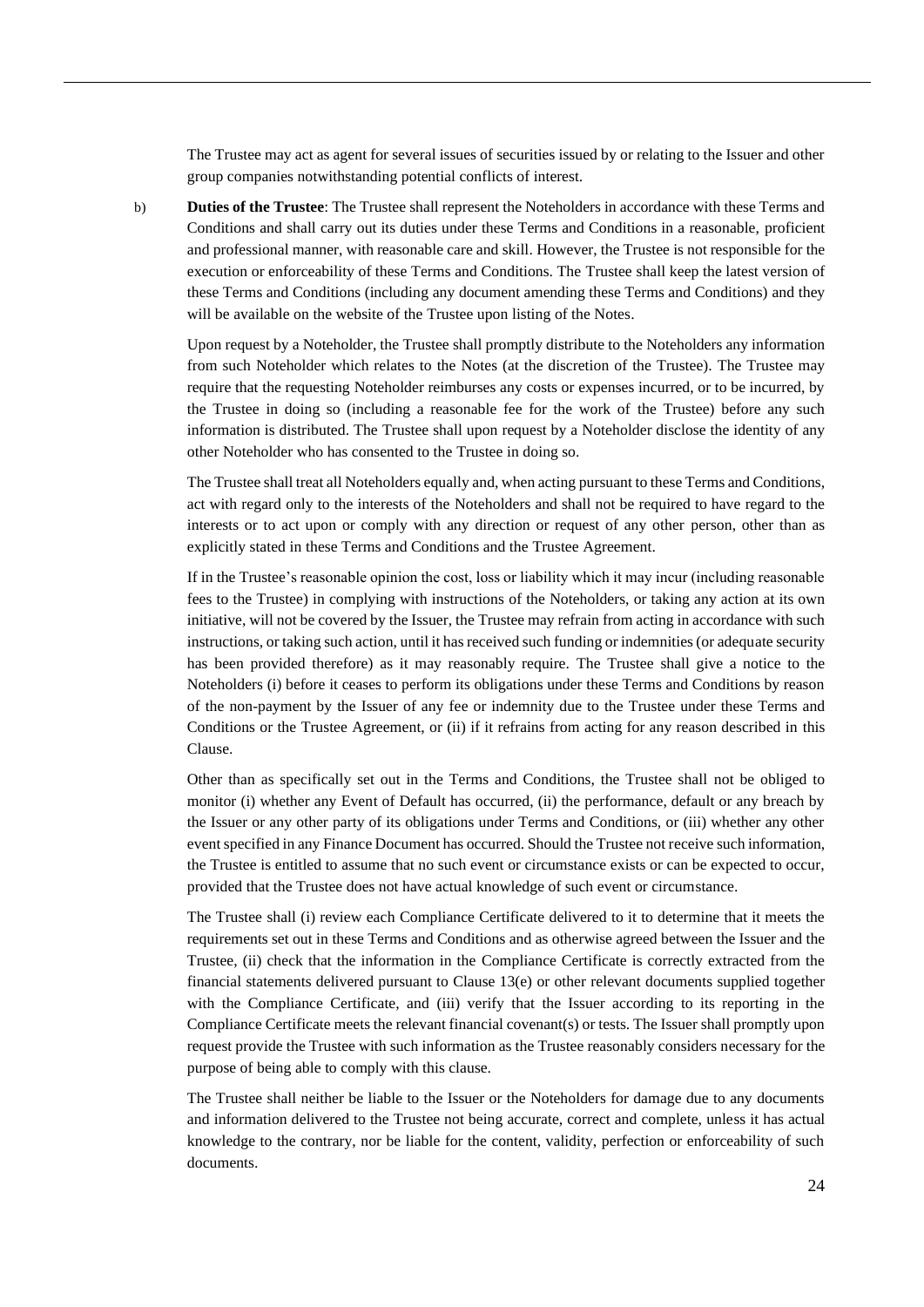The Trustee may act as agent for several issues of securities issued by or relating to the Issuer and other group companies notwithstanding potential conflicts of interest.

b) **Duties of the Trustee**: The Trustee shall represent the Noteholders in accordance with these Terms and Conditions and shall carry out its duties under these Terms and Conditions in a reasonable, proficient and professional manner, with reasonable care and skill. However, the Trustee is not responsible for the execution or enforceability of these Terms and Conditions. The Trustee shall keep the latest version of these Terms and Conditions (including any document amending these Terms and Conditions) and they will be available on the website of the Trustee upon listing of the Notes.

Upon request by a Noteholder, the Trustee shall promptly distribute to the Noteholders any information from such Noteholder which relates to the Notes (at the discretion of the Trustee). The Trustee may require that the requesting Noteholder reimburses any costs or expenses incurred, or to be incurred, by the Trustee in doing so (including a reasonable fee for the work of the Trustee) before any such information is distributed. The Trustee shall upon request by a Noteholder disclose the identity of any other Noteholder who has consented to the Trustee in doing so.

The Trustee shall treat all Noteholders equally and, when acting pursuant to these Terms and Conditions, act with regard only to the interests of the Noteholders and shall not be required to have regard to the interests or to act upon or comply with any direction or request of any other person, other than as explicitly stated in these Terms and Conditions and the Trustee Agreement.

If in the Trustee's reasonable opinion the cost, loss or liability which it may incur (including reasonable fees to the Trustee) in complying with instructions of the Noteholders, or taking any action at its own initiative, will not be covered by the Issuer, the Trustee may refrain from acting in accordance with such instructions, or taking such action, until it has received such funding or indemnities (or adequate security has been provided therefore) as it may reasonably require. The Trustee shall give a notice to the Noteholders (i) before it ceases to perform its obligations under these Terms and Conditions by reason of the non-payment by the Issuer of any fee or indemnity due to the Trustee under these Terms and Conditions or the Trustee Agreement, or (ii) if it refrains from acting for any reason described in this Clause.

Other than as specifically set out in the Terms and Conditions, the Trustee shall not be obliged to monitor (i) whether any Event of Default has occurred, (ii) the performance, default or any breach by the Issuer or any other party of its obligations under Terms and Conditions, or (iii) whether any other event specified in any Finance Document has occurred. Should the Trustee not receive such information, the Trustee is entitled to assume that no such event or circumstance exists or can be expected to occur, provided that the Trustee does not have actual knowledge of such event or circumstance.

The Trustee shall (i) review each Compliance Certificate delivered to it to determine that it meets the requirements set out in these Terms and Conditions and as otherwise agreed between the Issuer and the Trustee, (ii) check that the information in the Compliance Certificate is correctly extracted from the financial statements delivered pursuant to Clause 13(e) or other relevant documents supplied together with the Compliance Certificate, and (iii) verify that the Issuer according to its reporting in the Compliance Certificate meets the relevant financial covenant(s) or tests. The Issuer shall promptly upon request provide the Trustee with such information as the Trustee reasonably considers necessary for the purpose of being able to comply with this clause.

The Trustee shall neither be liable to the Issuer or the Noteholders for damage due to any documents and information delivered to the Trustee not being accurate, correct and complete, unless it has actual knowledge to the contrary, nor be liable for the content, validity, perfection or enforceability of such documents.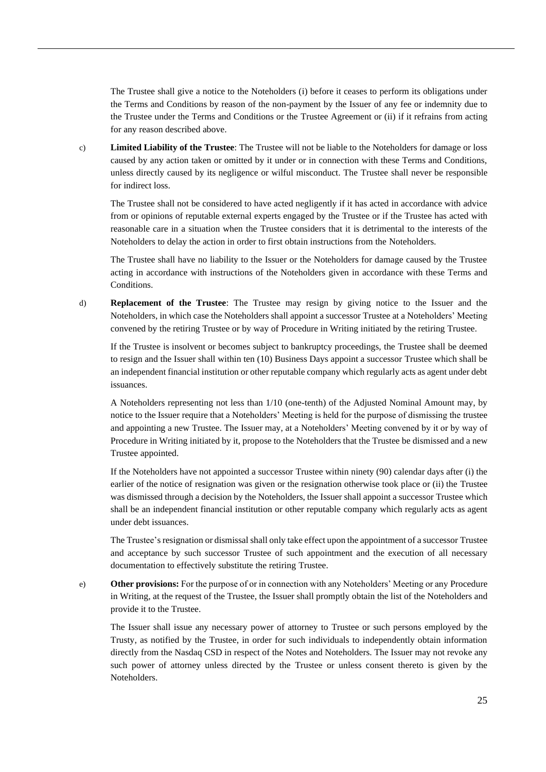The Trustee shall give a notice to the Noteholders (i) before it ceases to perform its obligations under the Terms and Conditions by reason of the non-payment by the Issuer of any fee or indemnity due to the Trustee under the Terms and Conditions or the Trustee Agreement or (ii) if it refrains from acting for any reason described above.

c) **Limited Liability of the Trustee**: The Trustee will not be liable to the Noteholders for damage or loss caused by any action taken or omitted by it under or in connection with these Terms and Conditions, unless directly caused by its negligence or wilful misconduct. The Trustee shall never be responsible for indirect loss.

The Trustee shall not be considered to have acted negligently if it has acted in accordance with advice from or opinions of reputable external experts engaged by the Trustee or if the Trustee has acted with reasonable care in a situation when the Trustee considers that it is detrimental to the interests of the Noteholders to delay the action in order to first obtain instructions from the Noteholders.

The Trustee shall have no liability to the Issuer or the Noteholders for damage caused by the Trustee acting in accordance with instructions of the Noteholders given in accordance with these Terms and Conditions.

d) **Replacement of the Trustee**: The Trustee may resign by giving notice to the Issuer and the Noteholders, in which case the Noteholders shall appoint a successor Trustee at a Noteholders' Meeting convened by the retiring Trustee or by way of Procedure in Writing initiated by the retiring Trustee.

If the Trustee is insolvent or becomes subject to bankruptcy proceedings, the Trustee shall be deemed to resign and the Issuer shall within ten (10) Business Days appoint a successor Trustee which shall be an independent financial institution or other reputable company which regularly acts as agent under debt issuances.

A Noteholders representing not less than 1/10 (one-tenth) of the Adjusted Nominal Amount may, by notice to the Issuer require that a Noteholders' Meeting is held for the purpose of dismissing the trustee and appointing a new Trustee. The Issuer may, at a Noteholders' Meeting convened by it or by way of Procedure in Writing initiated by it, propose to the Noteholders that the Trustee be dismissed and a new Trustee appointed.

If the Noteholders have not appointed a successor Trustee within ninety (90) calendar days after (i) the earlier of the notice of resignation was given or the resignation otherwise took place or (ii) the Trustee was dismissed through a decision by the Noteholders, the Issuer shall appoint a successor Trustee which shall be an independent financial institution or other reputable company which regularly acts as agent under debt issuances.

The Trustee's resignation or dismissal shall only take effect upon the appointment of a successor Trustee and acceptance by such successor Trustee of such appointment and the execution of all necessary documentation to effectively substitute the retiring Trustee.

e) **Other provisions:** For the purpose of or in connection with any Noteholders' Meeting or any Procedure in Writing, at the request of the Trustee, the Issuer shall promptly obtain the list of the Noteholders and provide it to the Trustee.

The Issuer shall issue any necessary power of attorney to Trustee or such persons employed by the Trusty, as notified by the Trustee, in order for such individuals to independently obtain information directly from the Nasdaq CSD in respect of the Notes and Noteholders. The Issuer may not revoke any such power of attorney unless directed by the Trustee or unless consent thereto is given by the Noteholders.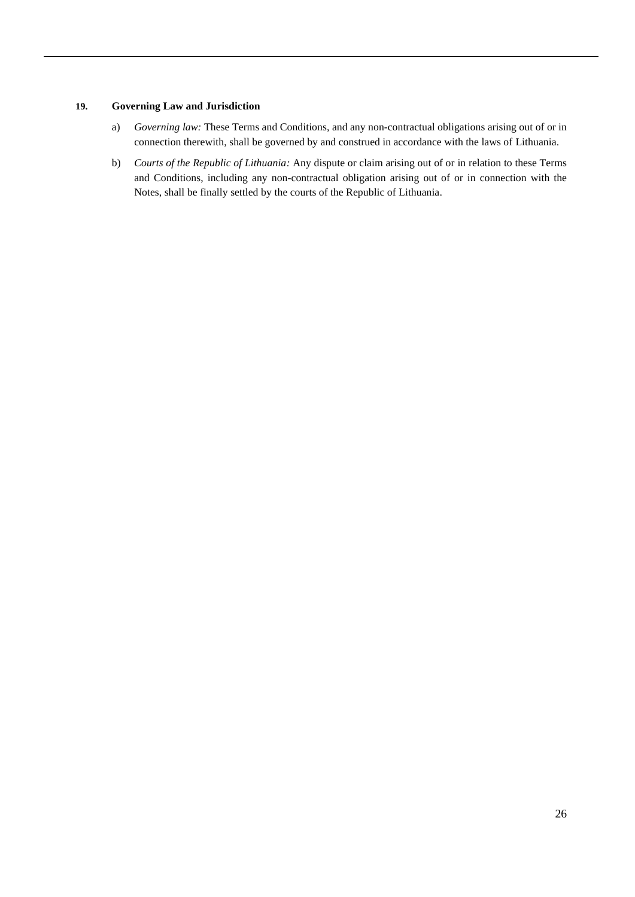## 19. Governing Law and Jurisdiction

a) *Governing law:* These Terms and Conditions, and any non-contractual obligations arising out of or in connection therewith, shall be governed by and construed in accordance with the laws of Lithuania.

b) *Courts of the Republic of Lithuania:* Any dispute or claim arising out of or in relation to these Terms and Conditions, including any non-contractual obligation arising out of or in connection with the Notes, shall be finally settled by the courts of the Republic of Lithuania.